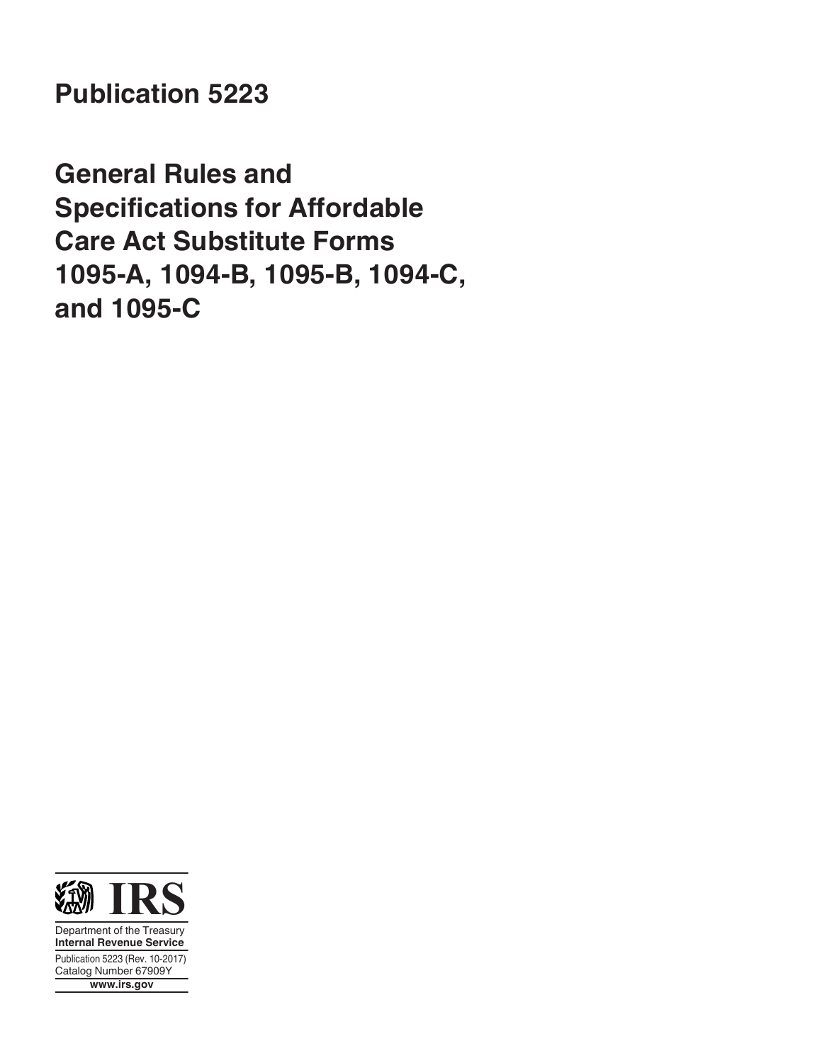# Publication 5223

## General Rules and Specifications for Affordable Care Act Substitute Forms 1095-A, 1094-B, 1095-B, 1094-C, and 1095-C

IRS

Department of the Treasury
**Internal Revenue Service**

Publication 5223 (Rev. 10-2017)
Catalog Number 67909Y

**www.irs.gov**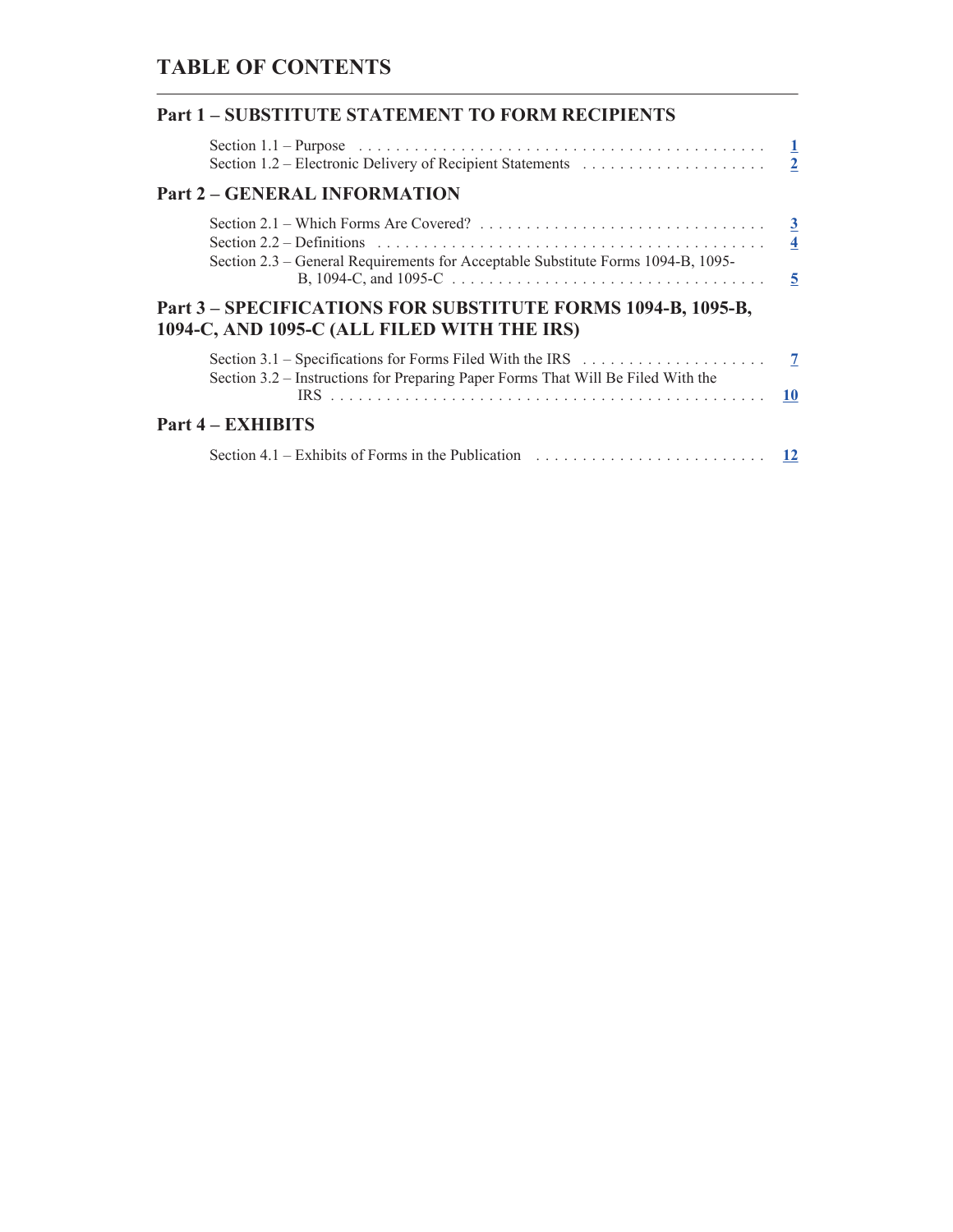# TABLE OF CONTENTS

## Part 1 – SUBSTITUTE STATEMENT TO FORM RECIPIENTS

Section 1.1 – Purpose . . . . . . . . . . . . . . . . . . . . . . . . . . . . . . . . . . . . . . . . . . . . 1
Section 1.2 – Electronic Delivery of Recipient Statements . . . . . . . . . . . . . . . . . . . . 2

## Part 2 – GENERAL INFORMATION

Section 2.1 – Which Forms Are Covered? . . . . . . . . . . . . . . . . . . . . . . . . . . . . . . . 3
Section 2.2 – Definitions . . . . . . . . . . . . . . . . . . . . . . . . . . . . . . . . . . . . . . . . . . 4
Section 2.3 – General Requirements for Acceptable Substitute Forms 1094-B, 1095-B, 1094-C, and 1095-C . . . . . . . . . . . . . . . . . . . . . . . . . . . . . . . . . . . 5

## Part 3 – SPECIFICATIONS FOR SUBSTITUTE FORMS 1094-B, 1095-B, 1094-C, AND 1095-C (ALL FILED WITH THE IRS)

Section 3.1 – Specifications for Forms Filed With the IRS . . . . . . . . . . . . . . . . . . . . 7
Section 3.2 – Instructions for Preparing Paper Forms That Will Be Filed With the IRS . . . . . . . . . . . . . . . . . . . . . . . . . . . . . . . . . . . . . . . . . . . . . . 10

## Part 4 – EXHIBITS

Section 4.1 – Exhibits of Forms in the Publication . . . . . . . . . . . . . . . . . . . . . . . . . 12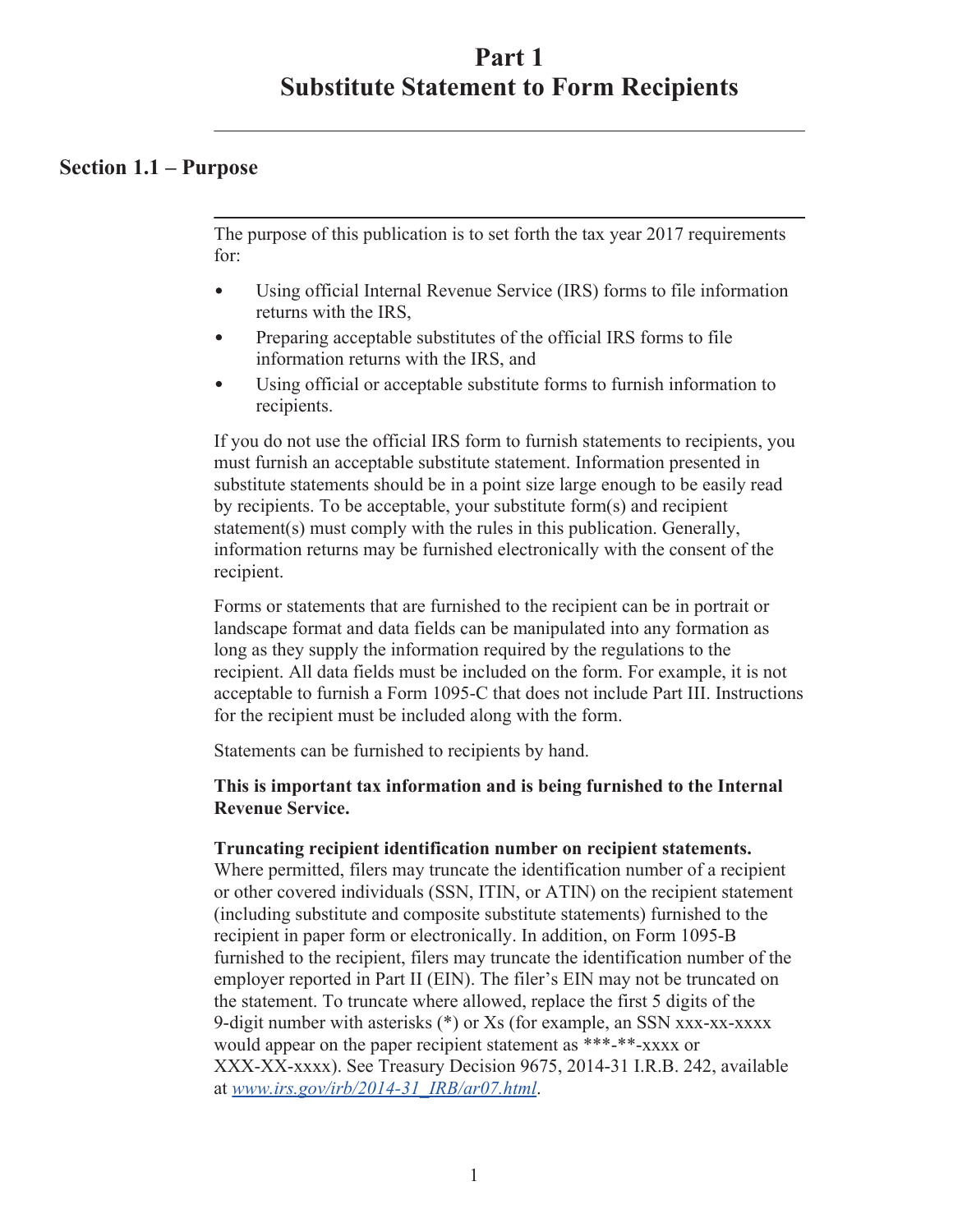# Part 1
# Substitute Statement to Form Recipients

## Section 1.1 – Purpose

The purpose of this publication is to set forth the tax year 2017 requirements for:

- Using official Internal Revenue Service (IRS) forms to file information returns with the IRS,
- Preparing acceptable substitutes of the official IRS forms to file information returns with the IRS, and
- Using official or acceptable substitute forms to furnish information to recipients.

If you do not use the official IRS form to furnish statements to recipients, you must furnish an acceptable substitute statement. Information presented in substitute statements should be in a point size large enough to be easily read by recipients. To be acceptable, your substitute form(s) and recipient statement(s) must comply with the rules in this publication. Generally, information returns may be furnished electronically with the consent of the recipient.

Forms or statements that are furnished to the recipient can be in portrait or landscape format and data fields can be manipulated into any formation as long as they supply the information required by the regulations to the recipient. All data fields must be included on the form. For example, it is not acceptable to furnish a Form 1095-C that does not include Part III. Instructions for the recipient must be included along with the form.

Statements can be furnished to recipients by hand.

**This is important tax information and is being furnished to the Internal Revenue Service.**

**Truncating recipient identification number on recipient statements.** Where permitted, filers may truncate the identification number of a recipient or other covered individuals (SSN, ITIN, or ATIN) on the recipient statement (including substitute and composite substitute statements) furnished to the recipient in paper form or electronically. In addition, on Form 1095-B furnished to the recipient, filers may truncate the identification number of the employer reported in Part II (EIN). The filer's EIN may not be truncated on the statement. To truncate where allowed, replace the first 5 digits of the 9-digit number with asterisks (*) or Xs (for example, an SSN xxx-xx-xxxx would appear on the paper recipient statement as ***-**-xxxx or XXX-XX-xxxx). See Treasury Decision 9675, 2014-31 I.R.B. 242, available at *www.irs.gov/irb/2014-31_IRB/ar07.html*.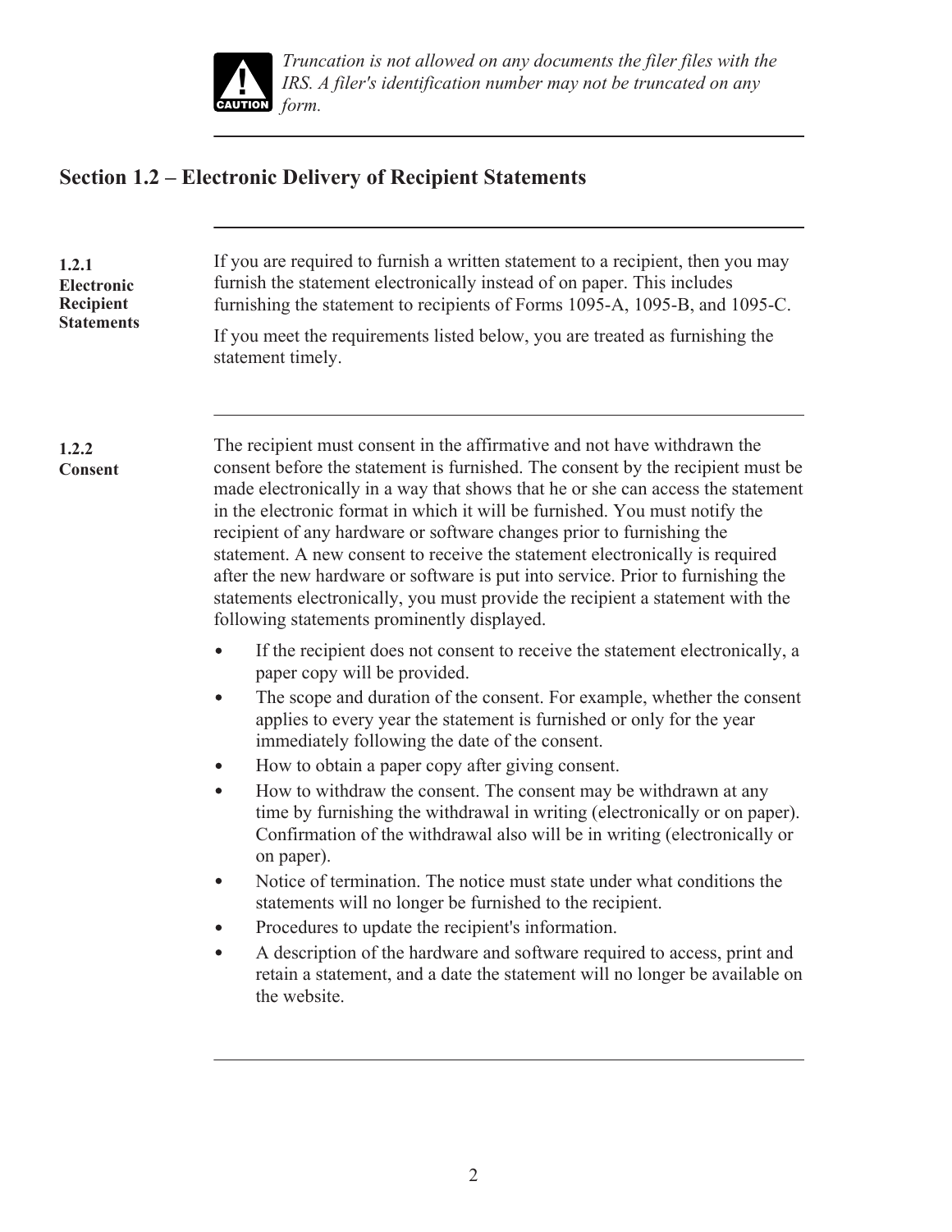> **CAUTION:** *Truncation is not allowed on any documents the filer files with the IRS. A filer's identification number may not be truncated on any form.*

## Section 1.2 – Electronic Delivery of Recipient Statements

**1.2.1 Electronic Recipient Statements**

If you are required to furnish a written statement to a recipient, then you may furnish the statement electronically instead of on paper. This includes furnishing the statement to recipients of Forms 1095-A, 1095-B, and 1095-C.

If you meet the requirements listed below, you are treated as furnishing the statement timely.

**1.2.2 Consent**

The recipient must consent in the affirmative and not have withdrawn the consent before the statement is furnished. The consent by the recipient must be made electronically in a way that shows that he or she can access the statement in the electronic format in which it will be furnished. You must notify the recipient of any hardware or software changes prior to furnishing the statement. A new consent to receive the statement electronically is required after the new hardware or software is put into service. Prior to furnishing the statements electronically, you must provide the recipient a statement with the following statements prominently displayed.

- If the recipient does not consent to receive the statement electronically, a paper copy will be provided.
- The scope and duration of the consent. For example, whether the consent applies to every year the statement is furnished or only for the year immediately following the date of the consent.
- How to obtain a paper copy after giving consent.
- How to withdraw the consent. The consent may be withdrawn at any time by furnishing the withdrawal in writing (electronically or on paper). Confirmation of the withdrawal also will be in writing (electronically or on paper).
- Notice of termination. The notice must state under what conditions the statements will no longer be furnished to the recipient.
- Procedures to update the recipient's information.
- A description of the hardware and software required to access, print and retain a statement, and a date the statement will no longer be available on the website.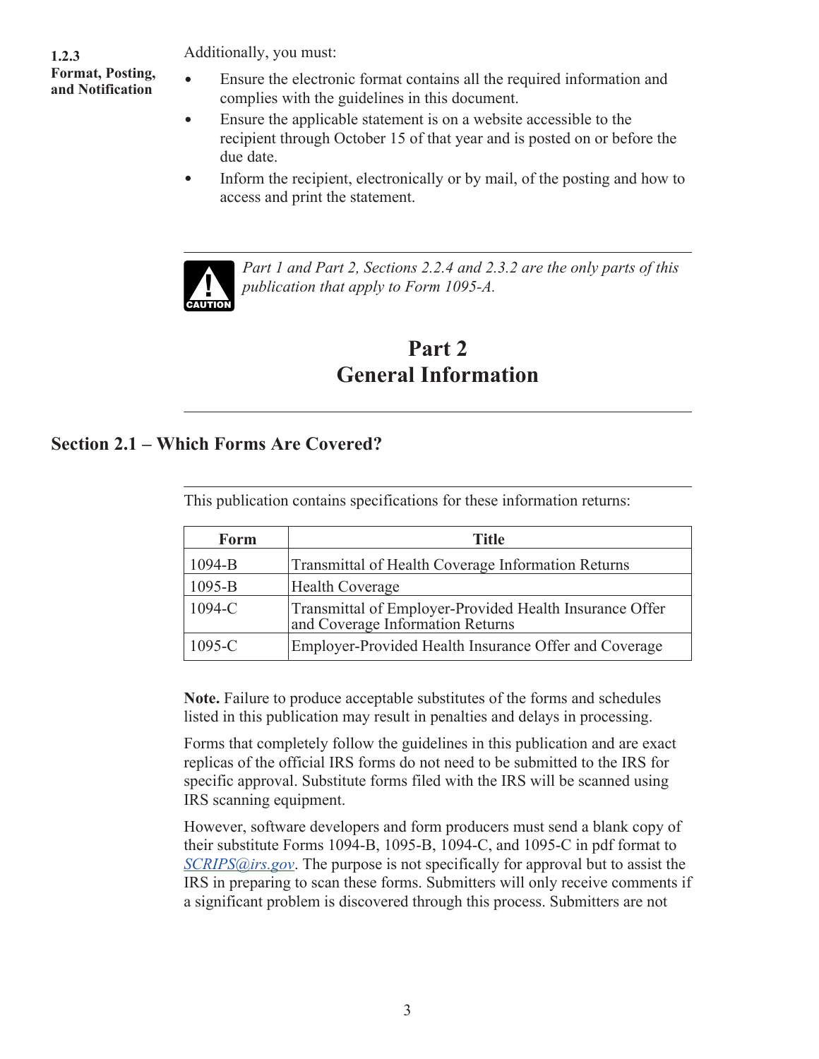#### 1.2.3 Format, Posting, and Notification

Additionally, you must:

- Ensure the electronic format contains all the required information and complies with the guidelines in this document.
- Ensure the applicable statement is on a website accessible to the recipient through October 15 of that year and is posted on or before the due date.
- Inform the recipient, electronically or by mail, of the posting and how to access and print the statement.

**CAUTION:** *Part 1 and Part 2, Sections 2.2.4 and 2.3.2 are the only parts of this publication that apply to Form 1095-A.*

# Part 2 General Information

## Section 2.1 – Which Forms Are Covered?

This publication contains specifications for these information returns:

| Form | Title |
|---|---|
| 1094-B | Transmittal of Health Coverage Information Returns |
| 1095-B | Health Coverage |
| 1094-C | Transmittal of Employer-Provided Health Insurance Offer and Coverage Information Returns |
| 1095-C | Employer-Provided Health Insurance Offer and Coverage |

**Note.** Failure to produce acceptable substitutes of the forms and schedules listed in this publication may result in penalties and delays in processing.

Forms that completely follow the guidelines in this publication and are exact replicas of the official IRS forms do not need to be submitted to the IRS for specific approval. Substitute forms filed with the IRS will be scanned using IRS scanning equipment.

However, software developers and form producers must send a blank copy of their substitute Forms 1094-B, 1095-B, 1094-C, and 1095-C in pdf format to *SCRIPS@irs.gov*. The purpose is not specifically for approval but to assist the IRS in preparing to scan these forms. Submitters will only receive comments if a significant problem is discovered through this process. Submitters are not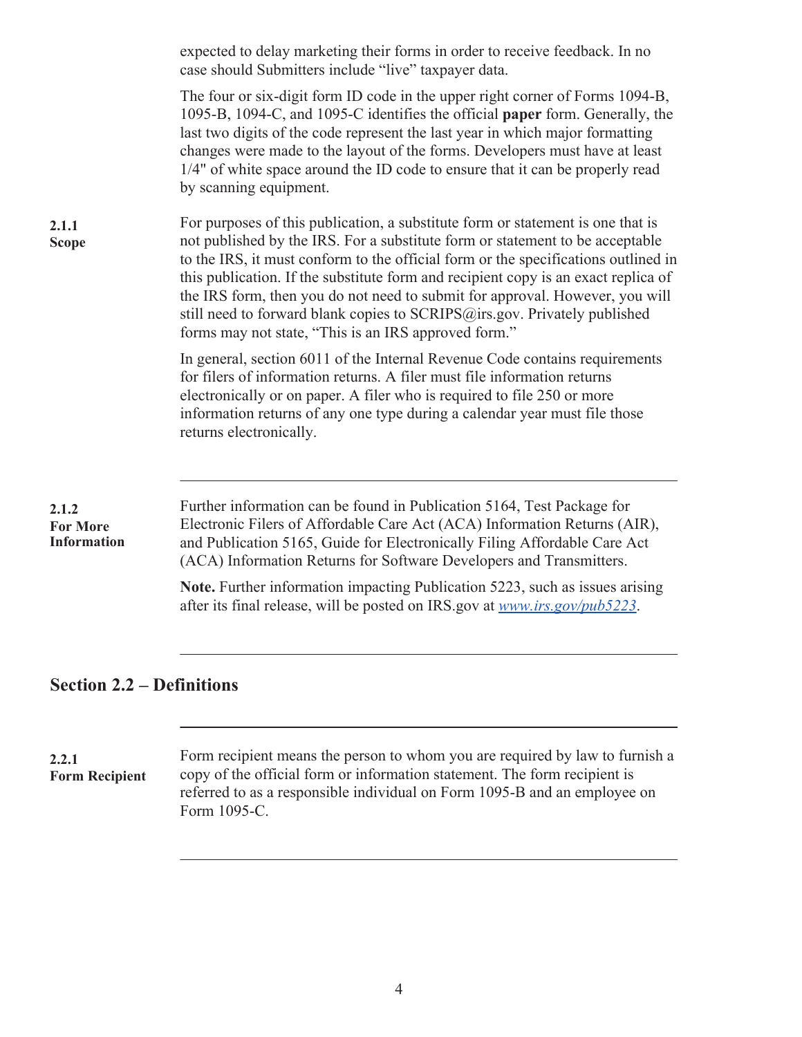expected to delay marketing their forms in order to receive feedback. In no case should Submitters include "live" taxpayer data.

The four or six-digit form ID code in the upper right corner of Forms 1094-B, 1095-B, 1094-C, and 1095-C identifies the official **paper** form. Generally, the last two digits of the code represent the last year in which major formatting changes were made to the layout of the forms. Developers must have at least 1/4" of white space around the ID code to ensure that it can be properly read by scanning equipment.

**2.1.1 Scope**

For purposes of this publication, a substitute form or statement is one that is not published by the IRS. For a substitute form or statement to be acceptable to the IRS, it must conform to the official form or the specifications outlined in this publication. If the substitute form and recipient copy is an exact replica of the IRS form, then you do not need to submit for approval. However, you will still need to forward blank copies to SCRIPS@irs.gov. Privately published forms may not state, "This is an IRS approved form."

In general, section 6011 of the Internal Revenue Code contains requirements for filers of information returns. A filer must file information returns electronically or on paper. A filer who is required to file 250 or more information returns of any one type during a calendar year must file those returns electronically.

**2.1.2 For More Information**

Further information can be found in Publication 5164, Test Package for Electronic Filers of Affordable Care Act (ACA) Information Returns (AIR), and Publication 5165, Guide for Electronically Filing Affordable Care Act (ACA) Information Returns for Software Developers and Transmitters.

**Note.** Further information impacting Publication 5223, such as issues arising after its final release, will be posted on IRS.gov at *www.irs.gov/pub5223*.

## Section 2.2 – Definitions

**2.2.1 Form Recipient**

Form recipient means the person to whom you are required by law to furnish a copy of the official form or information statement. The form recipient is referred to as a responsible individual on Form 1095-B and an employee on Form 1095-C.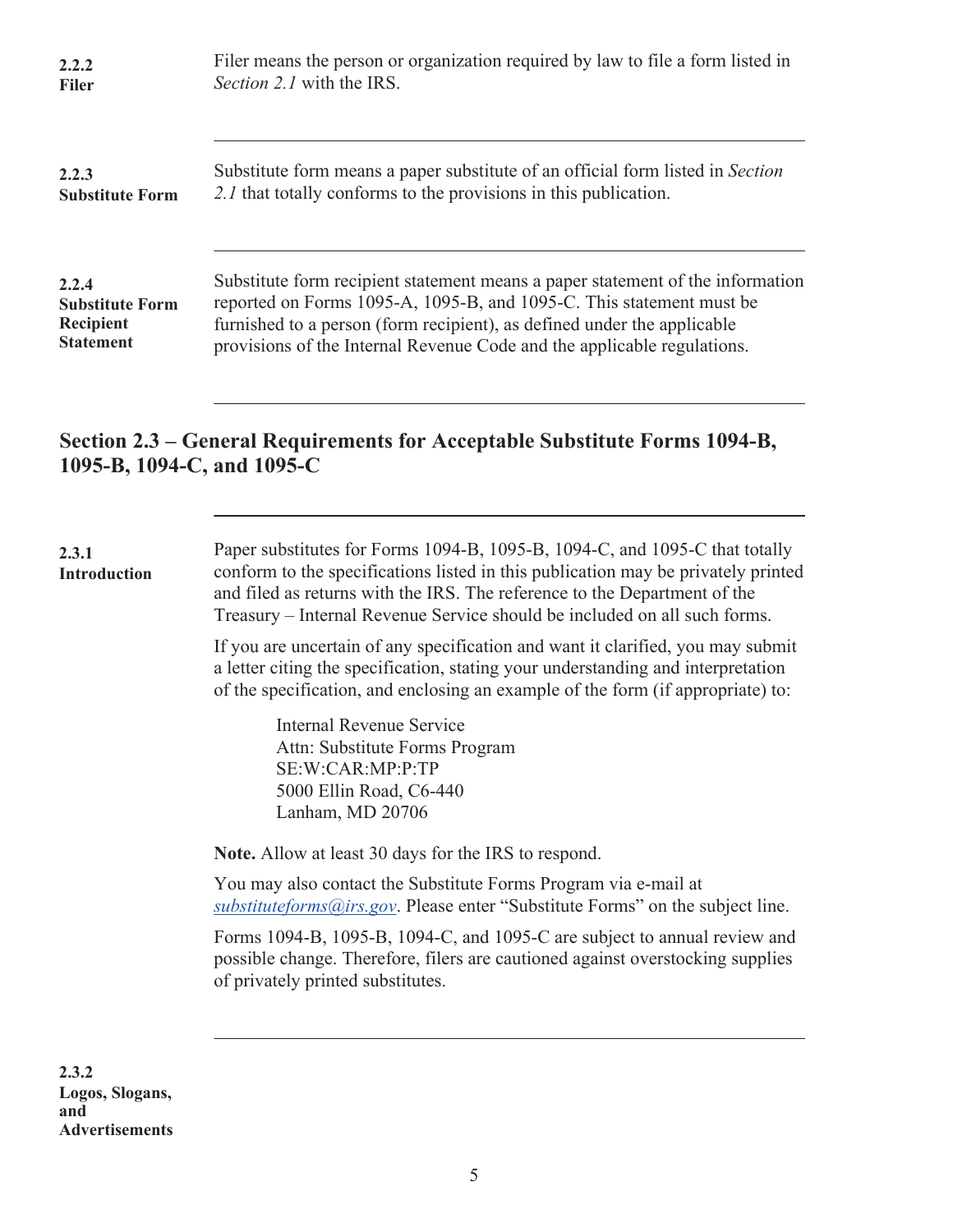**2.2.2**
**Filer**

Filer means the person or organization required by law to file a form listed in *Section 2.1* with the IRS.

---

**2.2.3**
**Substitute Form**

Substitute form means a paper substitute of an official form listed in *Section 2.1* that totally conforms to the provisions in this publication.

---

**2.2.4**
**Substitute Form Recipient Statement**

Substitute form recipient statement means a paper statement of the information reported on Forms 1095-A, 1095-B, and 1095-C. This statement must be furnished to a person (form recipient), as defined under the applicable provisions of the Internal Revenue Code and the applicable regulations.

---

## Section 2.3 – General Requirements for Acceptable Substitute Forms 1094-B, 1095-B, 1094-C, and 1095-C

---

**2.3.1**
**Introduction**

Paper substitutes for Forms 1094-B, 1095-B, 1094-C, and 1095-C that totally conform to the specifications listed in this publication may be privately printed and filed as returns with the IRS. The reference to the Department of the Treasury – Internal Revenue Service should be included on all such forms.

If you are uncertain of any specification and want it clarified, you may submit a letter citing the specification, stating your understanding and interpretation of the specification, and enclosing an example of the form (if appropriate) to:

Internal Revenue Service
Attn: Substitute Forms Program
SE:W:CAR:MP:P:TP
5000 Ellin Road, C6-440
Lanham, MD 20706

**Note.** Allow at least 30 days for the IRS to respond.

You may also contact the Substitute Forms Program via e-mail at *substituteforms@irs.gov*. Please enter "Substitute Forms" on the subject line.

Forms 1094-B, 1095-B, 1094-C, and 1095-C are subject to annual review and possible change. Therefore, filers are cautioned against overstocking supplies of privately printed substitutes.

---

**2.3.2**
**Logos, Slogans, and Advertisements**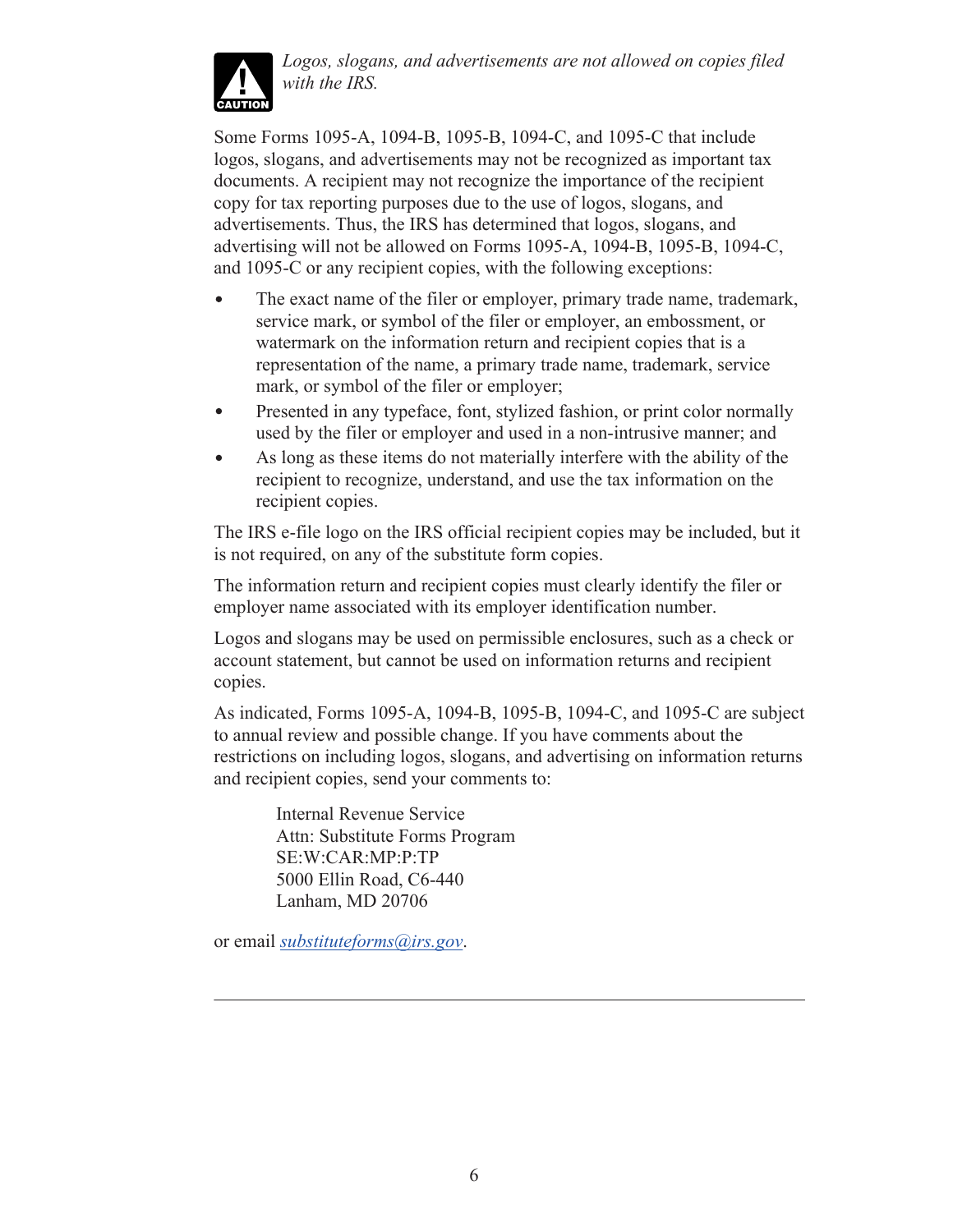**CAUTION**

*Logos, slogans, and advertisements are not allowed on copies filed with the IRS.*

Some Forms 1095-A, 1094-B, 1095-B, 1094-C, and 1095-C that include logos, slogans, and advertisements may not be recognized as important tax documents. A recipient may not recognize the importance of the recipient copy for tax reporting purposes due to the use of logos, slogans, and advertisements. Thus, the IRS has determined that logos, slogans, and advertising will not be allowed on Forms 1095-A, 1094-B, 1095-B, 1094-C, and 1095-C or any recipient copies, with the following exceptions:

- The exact name of the filer or employer, primary trade name, trademark, service mark, or symbol of the filer or employer, an embossment, or watermark on the information return and recipient copies that is a representation of the name, a primary trade name, trademark, service mark, or symbol of the filer or employer;
- Presented in any typeface, font, stylized fashion, or print color normally used by the filer or employer and used in a non-intrusive manner; and
- As long as these items do not materially interfere with the ability of the recipient to recognize, understand, and use the tax information on the recipient copies.

The IRS e-file logo on the IRS official recipient copies may be included, but it is not required, on any of the substitute form copies.

The information return and recipient copies must clearly identify the filer or employer name associated with its employer identification number.

Logos and slogans may be used on permissible enclosures, such as a check or account statement, but cannot be used on information returns and recipient copies.

As indicated, Forms 1095-A, 1094-B, 1095-B, 1094-C, and 1095-C are subject to annual review and possible change. If you have comments about the restrictions on including logos, slogans, and advertising on information returns and recipient copies, send your comments to:

Internal Revenue Service
Attn: Substitute Forms Program
SE:W:CAR:MP:P:TP
5000 Ellin Road, C6-440
Lanham, MD 20706

or email *substituteforms@irs.gov*.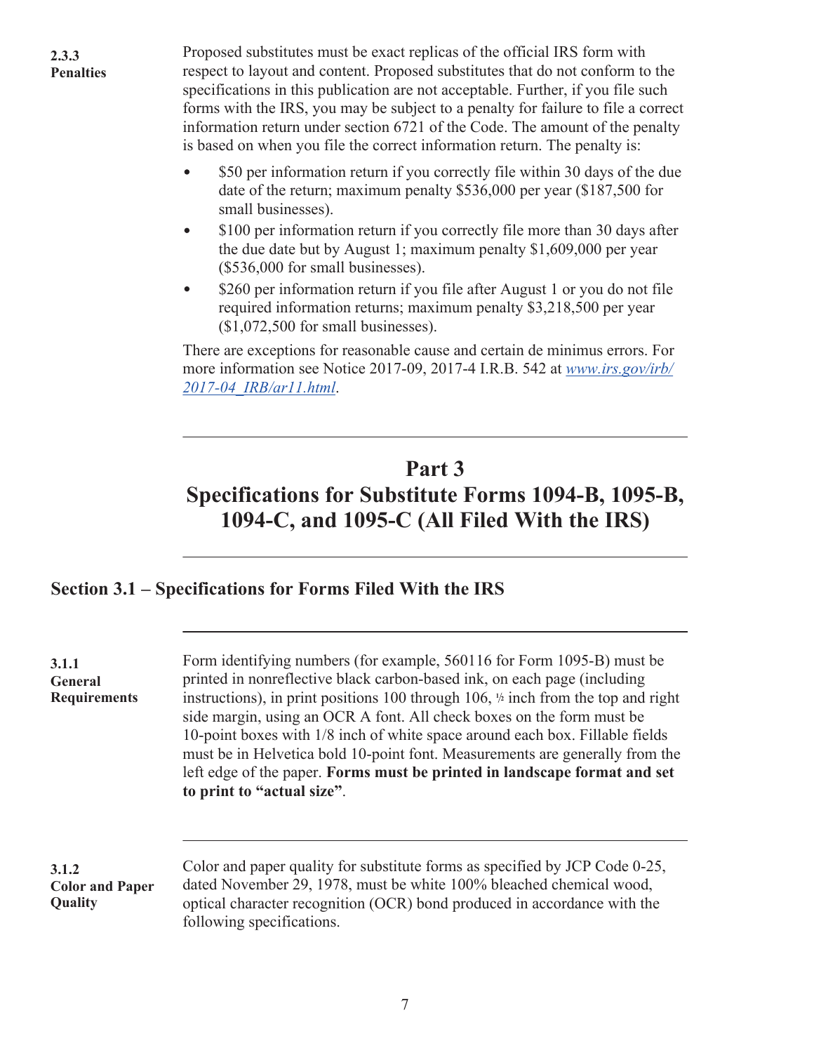#### 2.3.3 Penalties

Proposed substitutes must be exact replicas of the official IRS form with respect to layout and content. Proposed substitutes that do not conform to the specifications in this publication are not acceptable. Further, if you file such forms with the IRS, you may be subject to a penalty for failure to file a correct information return under section 6721 of the Code. The amount of the penalty is based on when you file the correct information return. The penalty is:

- $50 per information return if you correctly file within 30 days of the due date of the return; maximum penalty $536,000 per year ($187,500 for small businesses).
- $100 per information return if you correctly file more than 30 days after the due date but by August 1; maximum penalty $1,609,000 per year ($536,000 for small businesses).
- $260 per information return if you file after August 1 or you do not file required information returns; maximum penalty $3,218,500 per year ($1,072,500 for small businesses).

There are exceptions for reasonable cause and certain de minimus errors. For more information see Notice 2017-09, 2017-4 I.R.B. 542 at *www.irs.gov/irb/2017-04_IRB/ar11.html*.

# Part 3
# Specifications for Substitute Forms 1094-B, 1095-B, 1094-C, and 1095-C (All Filed With the IRS)

## Section 3.1 – Specifications for Forms Filed With the IRS

#### 3.1.1 General Requirements

Form identifying numbers (for example, 560116 for Form 1095-B) must be printed in nonreflective black carbon-based ink, on each page (including instructions), in print positions 100 through 106, ½ inch from the top and right side margin, using an OCR A font. All check boxes on the form must be 10-point boxes with 1/8 inch of white space around each box. Fillable fields must be in Helvetica bold 10-point font. Measurements are generally from the left edge of the paper. **Forms must be printed in landscape format and set to print to “actual size”**.

#### 3.1.2 Color and Paper Quality

Color and paper quality for substitute forms as specified by JCP Code 0-25, dated November 29, 1978, must be white 100% bleached chemical wood, optical character recognition (OCR) bond produced in accordance with the following specifications.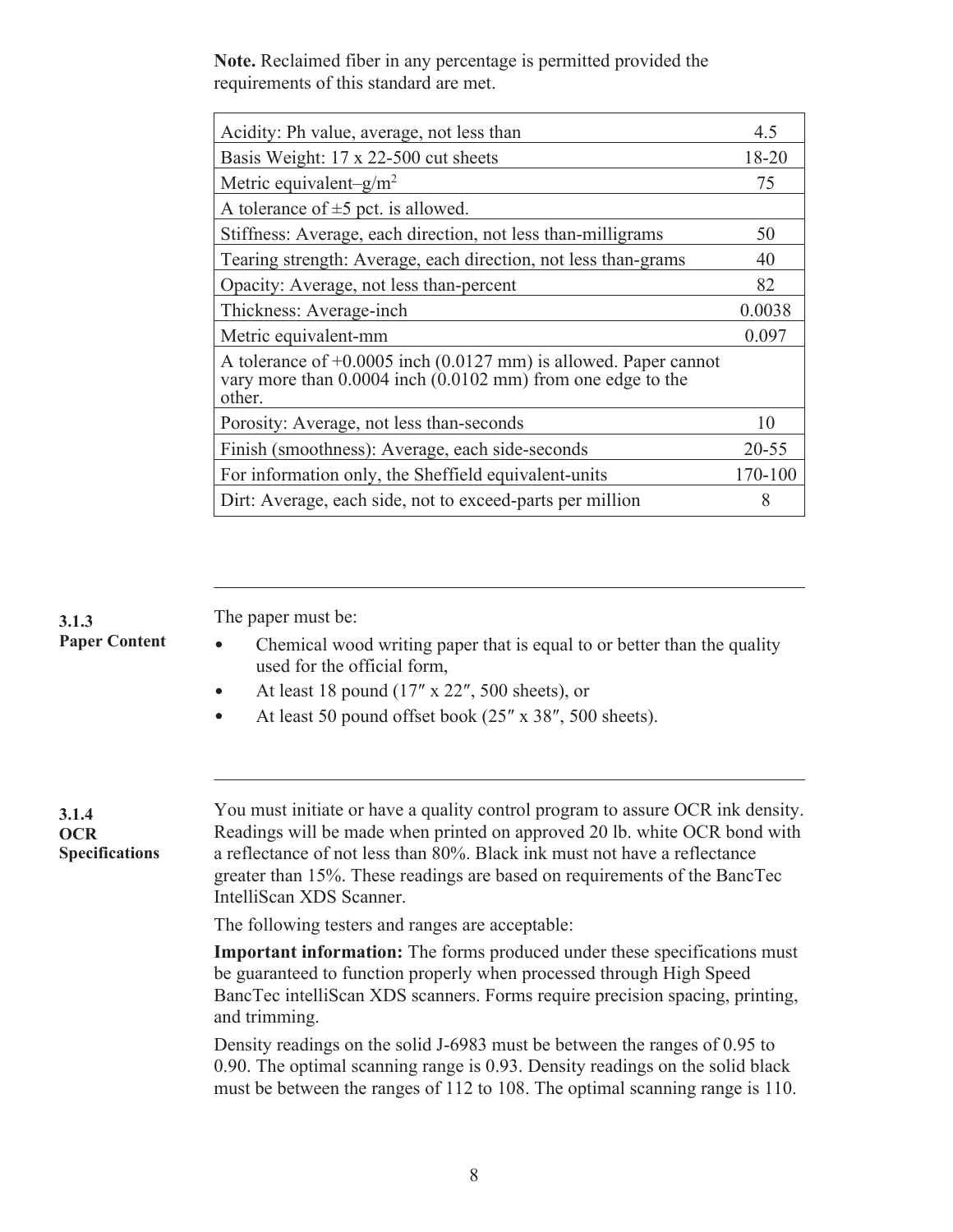**Note.** Reclaimed fiber in any percentage is permitted provided the requirements of this standard are met.

| | |
|---|---|
| Acidity: Ph value, average, not less than | 4.5 |
| Basis Weight: 17 x 22-500 cut sheets | 18-20 |
| Metric equivalent–g/m$^2$ | 75 |
| A tolerance of ±5 pct. is allowed. | |
| Stiffness: Average, each direction, not less than-milligrams | 50 |
| Tearing strength: Average, each direction, not less than-grams | 40 |
| Opacity: Average, not less than-percent | 82 |
| Thickness: Average-inch | 0.0038 |
| Metric equivalent-mm | 0.097 |
| A tolerance of +0.0005 inch (0.0127 mm) is allowed. Paper cannot vary more than 0.0004 inch (0.0102 mm) from one edge to the other. | |
| Porosity: Average, not less than-seconds | 10 |
| Finish (smoothness): Average, each side-seconds | 20-55 |
| For information only, the Sheffield equivalent-units | 170-100 |
| Dirt: Average, each side, not to exceed-parts per million | 8 |

### 3.1.3 Paper Content

The paper must be:

- Chemical wood writing paper that is equal to or better than the quality used for the official form,
- At least 18 pound (17″ x 22″, 500 sheets), or
- At least 50 pound offset book (25″ x 38″, 500 sheets).

### 3.1.4 OCR Specifications

You must initiate or have a quality control program to assure OCR ink density. Readings will be made when printed on approved 20 lb. white OCR bond with a reflectance of not less than 80%. Black ink must not have a reflectance greater than 15%. These readings are based on requirements of the BancTec IntelliScan XDS Scanner.

The following testers and ranges are acceptable:

**Important information:** The forms produced under these specifications must be guaranteed to function properly when processed through High Speed BancTec intelliScan XDS scanners. Forms require precision spacing, printing, and trimming.

Density readings on the solid J-6983 must be between the ranges of 0.95 to 0.90. The optimal scanning range is 0.93. Density readings on the solid black must be between the ranges of 112 to 108. The optimal scanning range is 110.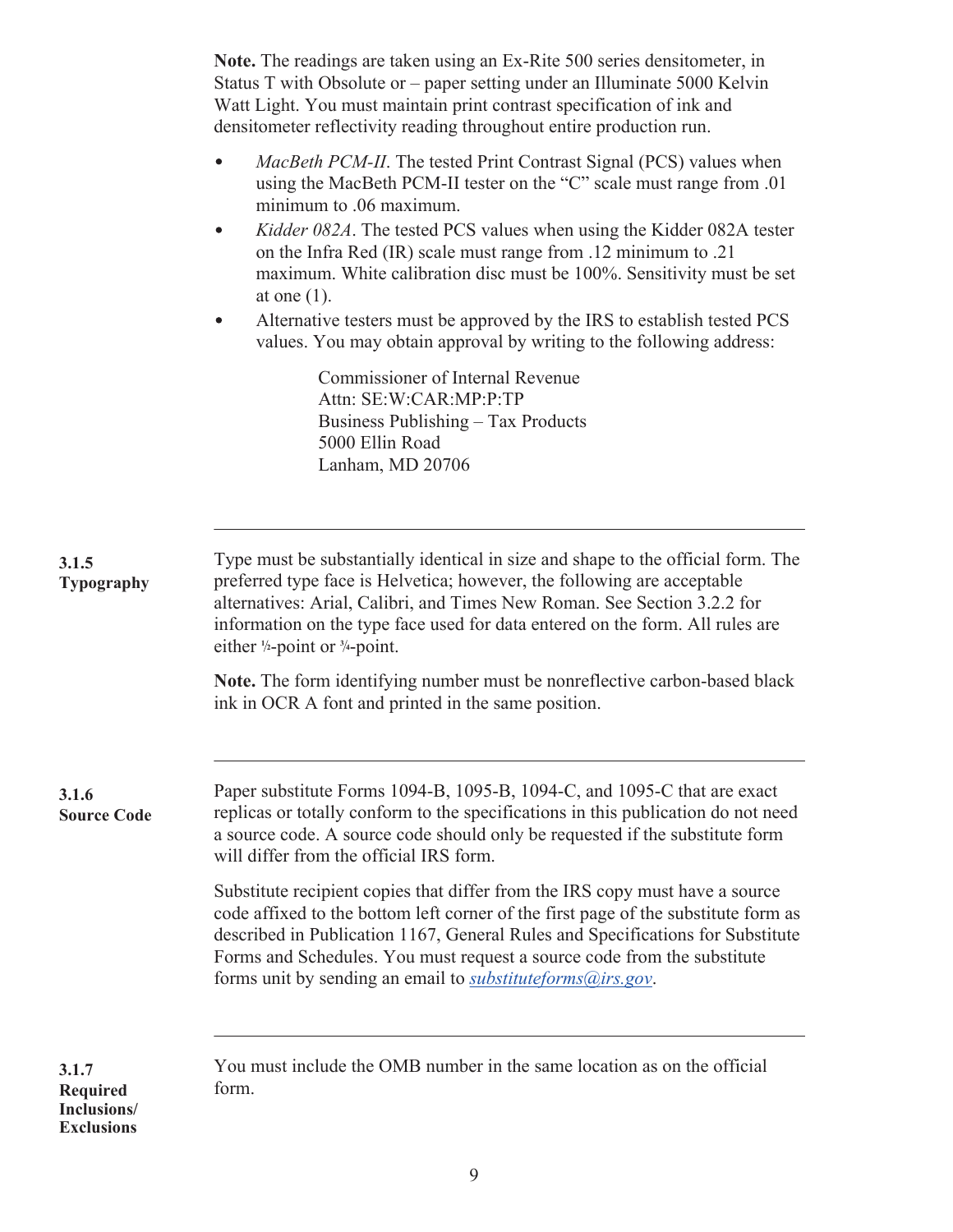**Note.** The readings are taken using an Ex-Rite 500 series densitometer, in Status T with Obsolute or – paper setting under an Illuminate 5000 Kelvin Watt Light. You must maintain print contrast specification of ink and densitometer reflectivity reading throughout entire production run.

- *MacBeth PCM-II*. The tested Print Contrast Signal (PCS) values when using the MacBeth PCM-II tester on the “C” scale must range from .01 minimum to .06 maximum.
- *Kidder 082A*. The tested PCS values when using the Kidder 082A tester on the Infra Red (IR) scale must range from .12 minimum to .21 maximum. White calibration disc must be 100%. Sensitivity must be set at one (1).
- Alternative testers must be approved by the IRS to establish tested PCS values. You may obtain approval by writing to the following address:

  Commissioner of Internal Revenue
  Attn: SE:W:CAR:MP:P:TP
  Business Publishing – Tax Products
  5000 Ellin Road
  Lanham, MD 20706

### 3.1.5 Typography

Type must be substantially identical in size and shape to the official form. The preferred type face is Helvetica; however, the following are acceptable alternatives: Arial, Calibri, and Times New Roman. See Section 3.2.2 for information on the type face used for data entered on the form. All rules are either ½-point or ¾-point.

**Note.** The form identifying number must be nonreflective carbon-based black ink in OCR A font and printed in the same position.

### 3.1.6 Source Code

Paper substitute Forms 1094-B, 1095-B, 1094-C, and 1095-C that are exact replicas or totally conform to the specifications in this publication do not need a source code. A source code should only be requested if the substitute form will differ from the official IRS form.

Substitute recipient copies that differ from the IRS copy must have a source code affixed to the bottom left corner of the first page of the substitute form as described in Publication 1167, General Rules and Specifications for Substitute Forms and Schedules. You must request a source code from the substitute forms unit by sending an email to *substituteforms@irs.gov*.

### 3.1.7 Required Inclusions/ Exclusions

You must include the OMB number in the same location as on the official form.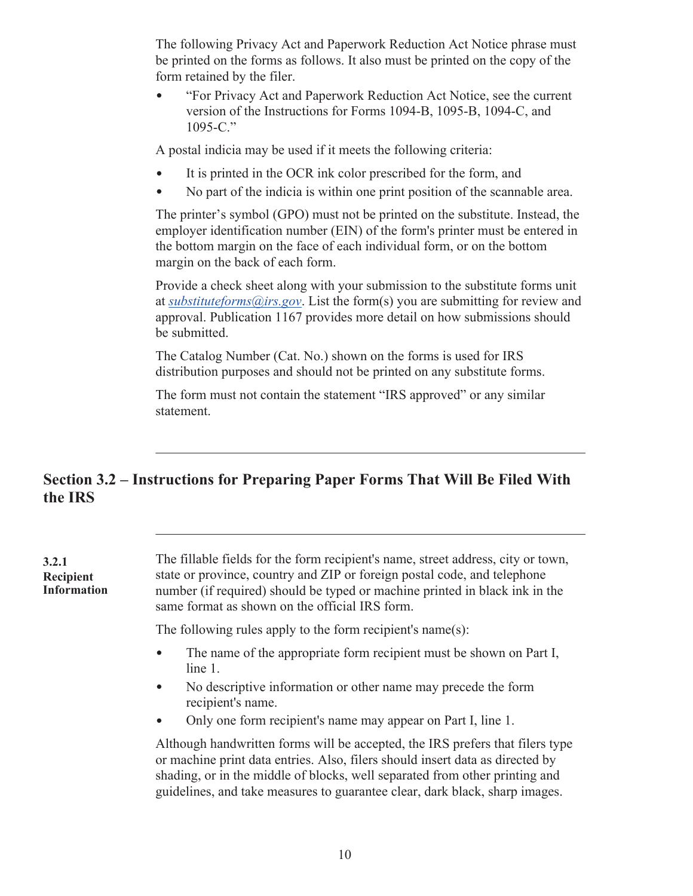The following Privacy Act and Paperwork Reduction Act Notice phrase must be printed on the forms as follows. It also must be printed on the copy of the form retained by the filer.

- "For Privacy Act and Paperwork Reduction Act Notice, see the current version of the Instructions for Forms 1094-B, 1095-B, 1094-C, and 1095-C."

A postal indicia may be used if it meets the following criteria:

- It is printed in the OCR ink color prescribed for the form, and
- No part of the indicia is within one print position of the scannable area.

The printer's symbol (GPO) must not be printed on the substitute. Instead, the employer identification number (EIN) of the form's printer must be entered in the bottom margin on the face of each individual form, or on the bottom margin on the back of each form.

Provide a check sheet along with your submission to the substitute forms unit at *substituteforms@irs.gov*. List the form(s) you are submitting for review and approval. Publication 1167 provides more detail on how submissions should be submitted.

The Catalog Number (Cat. No.) shown on the forms is used for IRS distribution purposes and should not be printed on any substitute forms.

The form must not contain the statement "IRS approved" or any similar statement.

## Section 3.2 – Instructions for Preparing Paper Forms That Will Be Filed With the IRS

### 3.2.1 Recipient Information

The fillable fields for the form recipient's name, street address, city or town, state or province, country and ZIP or foreign postal code, and telephone number (if required) should be typed or machine printed in black ink in the same format as shown on the official IRS form.

The following rules apply to the form recipient's name(s):

- The name of the appropriate form recipient must be shown on Part I, line 1.
- No descriptive information or other name may precede the form recipient's name.
- Only one form recipient's name may appear on Part I, line 1.

Although handwritten forms will be accepted, the IRS prefers that filers type or machine print data entries. Also, filers should insert data as directed by shading, or in the middle of blocks, well separated from other printing and guidelines, and take measures to guarantee clear, dark black, sharp images.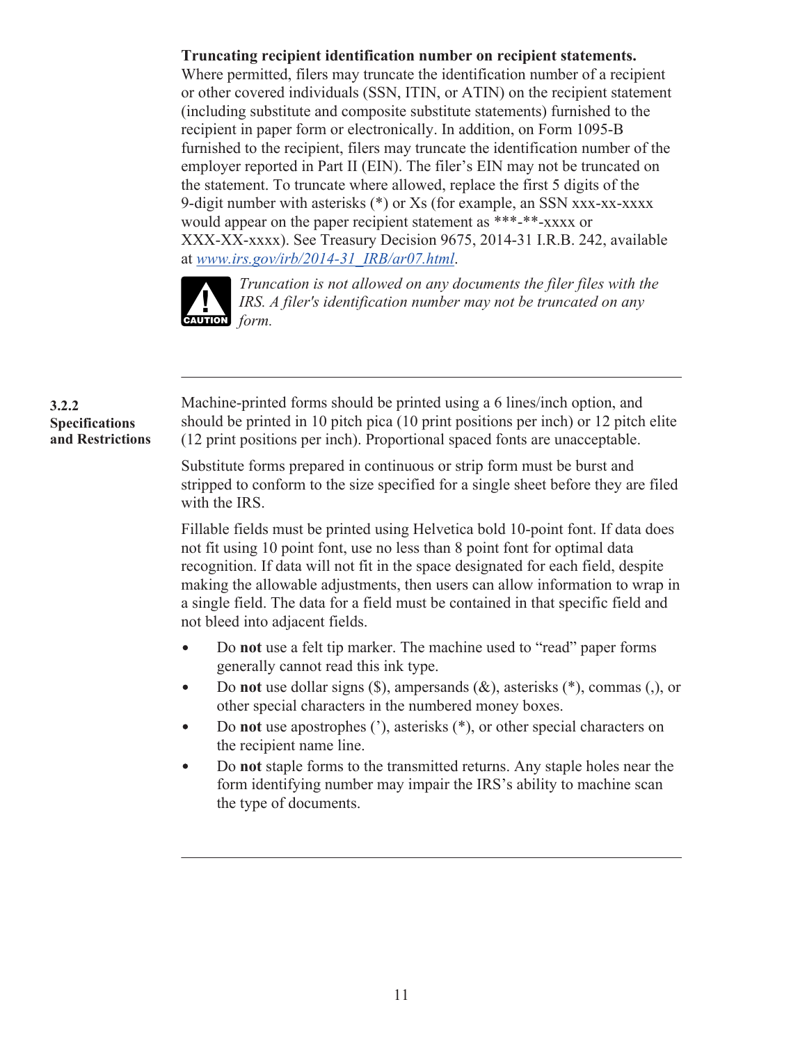**Truncating recipient identification number on recipient statements.** Where permitted, filers may truncate the identification number of a recipient or other covered individuals (SSN, ITIN, or ATIN) on the recipient statement (including substitute and composite substitute statements) furnished to the recipient in paper form or electronically. In addition, on Form 1095-B furnished to the recipient, filers may truncate the identification number of the employer reported in Part II (EIN). The filer's EIN may not be truncated on the statement. To truncate where allowed, replace the first 5 digits of the 9-digit number with asterisks (*) or Xs (for example, an SSN xxx-xx-xxxx would appear on the paper recipient statement as ***-**-xxxx or XXX-XX-xxxx). See Treasury Decision 9675, 2014-31 I.R.B. 242, available at [www.irs.gov/irb/2014-31_IRB/ar07.html](www.irs.gov/irb/2014-31_IRB/ar07.html).

**CAUTION:** *Truncation is not allowed on any documents the filer files with the IRS. A filer's identification number may not be truncated on any form.*

---

### 3.2.2 Specifications and Restrictions

Machine-printed forms should be printed using a 6 lines/inch option, and should be printed in 10 pitch pica (10 print positions per inch) or 12 pitch elite (12 print positions per inch). Proportional spaced fonts are unacceptable.

Substitute forms prepared in continuous or strip form must be burst and stripped to conform to the size specified for a single sheet before they are filed with the IRS.

Fillable fields must be printed using Helvetica bold 10-point font. If data does not fit using 10 point font, use no less than 8 point font for optimal data recognition. If data will not fit in the space designated for each field, despite making the allowable adjustments, then users can allow information to wrap in a single field. The data for a field must be contained in that specific field and not bleed into adjacent fields.

- Do **not** use a felt tip marker. The machine used to "read" paper forms generally cannot read this ink type.
- Do **not** use dollar signs ($), ampersands (&), asterisks (*), commas (,), or other special characters in the numbered money boxes.
- Do **not** use apostrophes ('), asterisks (*), or other special characters on the recipient name line.
- Do **not** staple forms to the transmitted returns. Any staple holes near the form identifying number may impair the IRS's ability to machine scan the type of documents.

---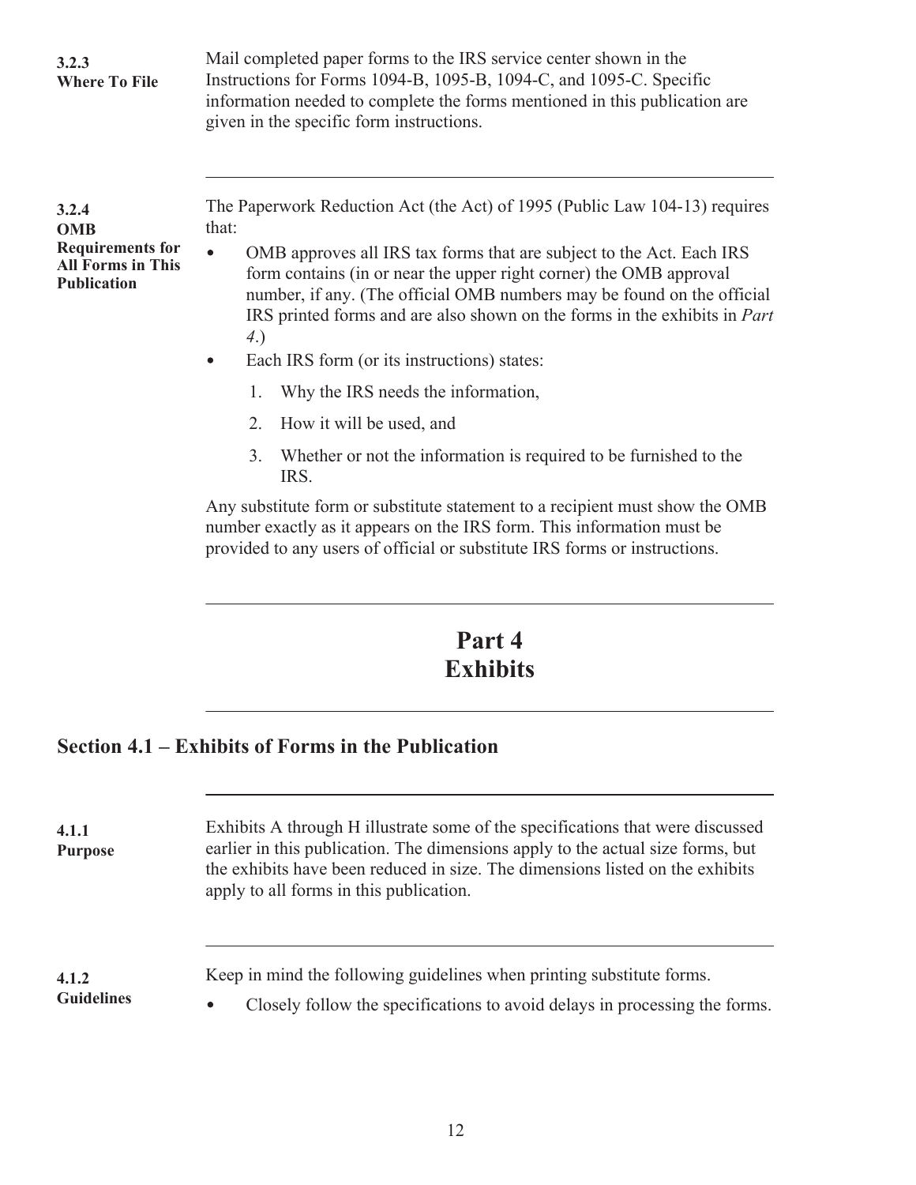**3.2.3**
**Where To File**

Mail completed paper forms to the IRS service center shown in the Instructions for Forms 1094-B, 1095-B, 1094-C, and 1095-C. Specific information needed to complete the forms mentioned in this publication are given in the specific form instructions.

---

**3.2.4**
**OMB Requirements for All Forms in This Publication**

The Paperwork Reduction Act (the Act) of 1995 (Public Law 104-13) requires that:

- OMB approves all IRS tax forms that are subject to the Act. Each IRS form contains (in or near the upper right corner) the OMB approval number, if any. (The official OMB numbers may be found on the official IRS printed forms and are also shown on the forms in the exhibits in *Part 4*.)
- Each IRS form (or its instructions) states:
  1. Why the IRS needs the information,
  2. How it will be used, and
  3. Whether or not the information is required to be furnished to the IRS.

Any substitute form or substitute statement to a recipient must show the OMB number exactly as it appears on the IRS form. This information must be provided to any users of official or substitute IRS forms or instructions.

---

# Part 4
# Exhibits

---

## Section 4.1 – Exhibits of Forms in the Publication

---

**4.1.1**
**Purpose**

Exhibits A through H illustrate some of the specifications that were discussed earlier in this publication. The dimensions apply to the actual size forms, but the exhibits have been reduced in size. The dimensions listed on the exhibits apply to all forms in this publication.

---

**4.1.2**
**Guidelines**

Keep in mind the following guidelines when printing substitute forms.

- Closely follow the specifications to avoid delays in processing the forms.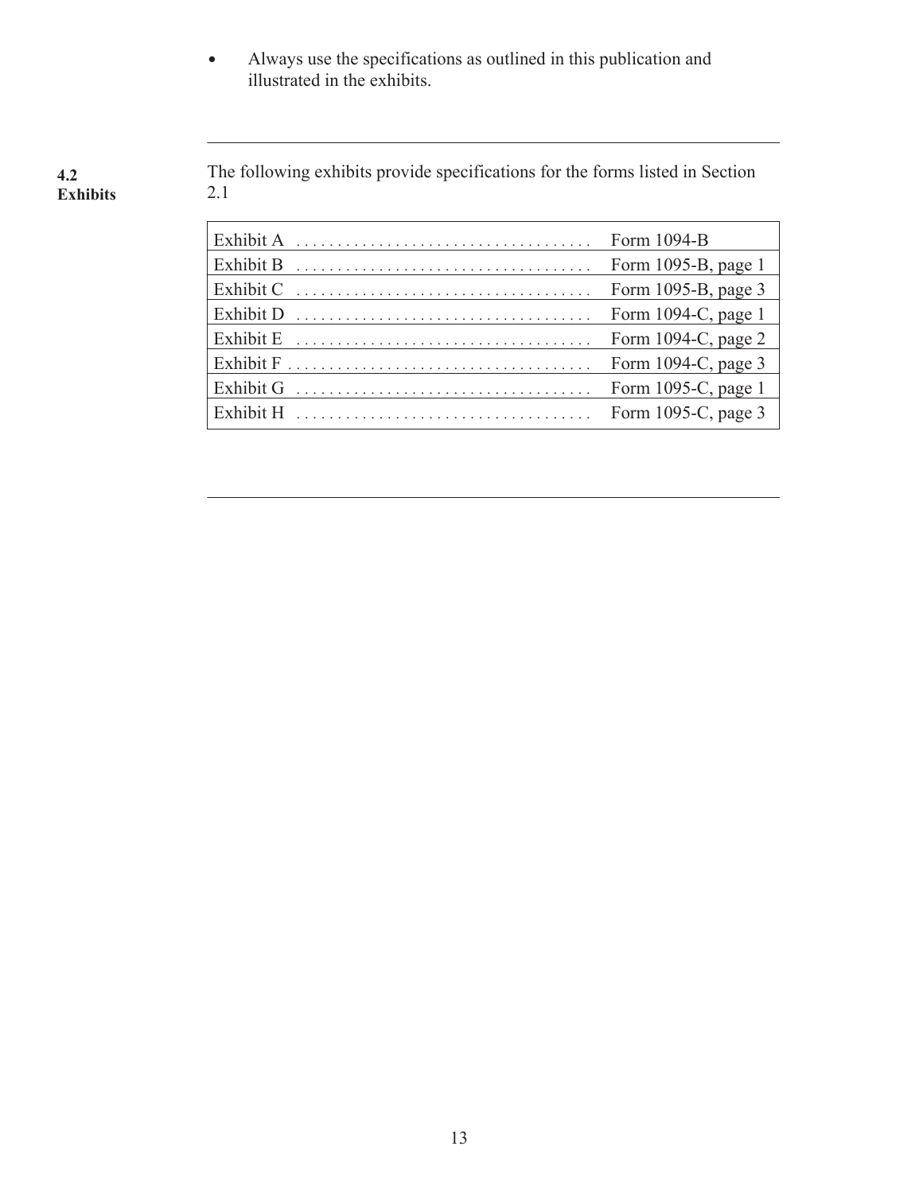- Always use the specifications as outlined in this publication and illustrated in the exhibits.

---

**4.2 Exhibits**

The following exhibits provide specifications for the forms listed in Section 2.1

| | |
|---|---|
| Exhibit A | Form 1094-B |
| Exhibit B | Form 1095-B, page 1 |
| Exhibit C | Form 1095-B, page 3 |
| Exhibit D | Form 1094-C, page 1 |
| Exhibit E | Form 1094-C, page 2 |
| Exhibit F | Form 1094-C, page 3 |
| Exhibit G | Form 1095-C, page 1 |
| Exhibit H | Form 1095-C, page 3 |

---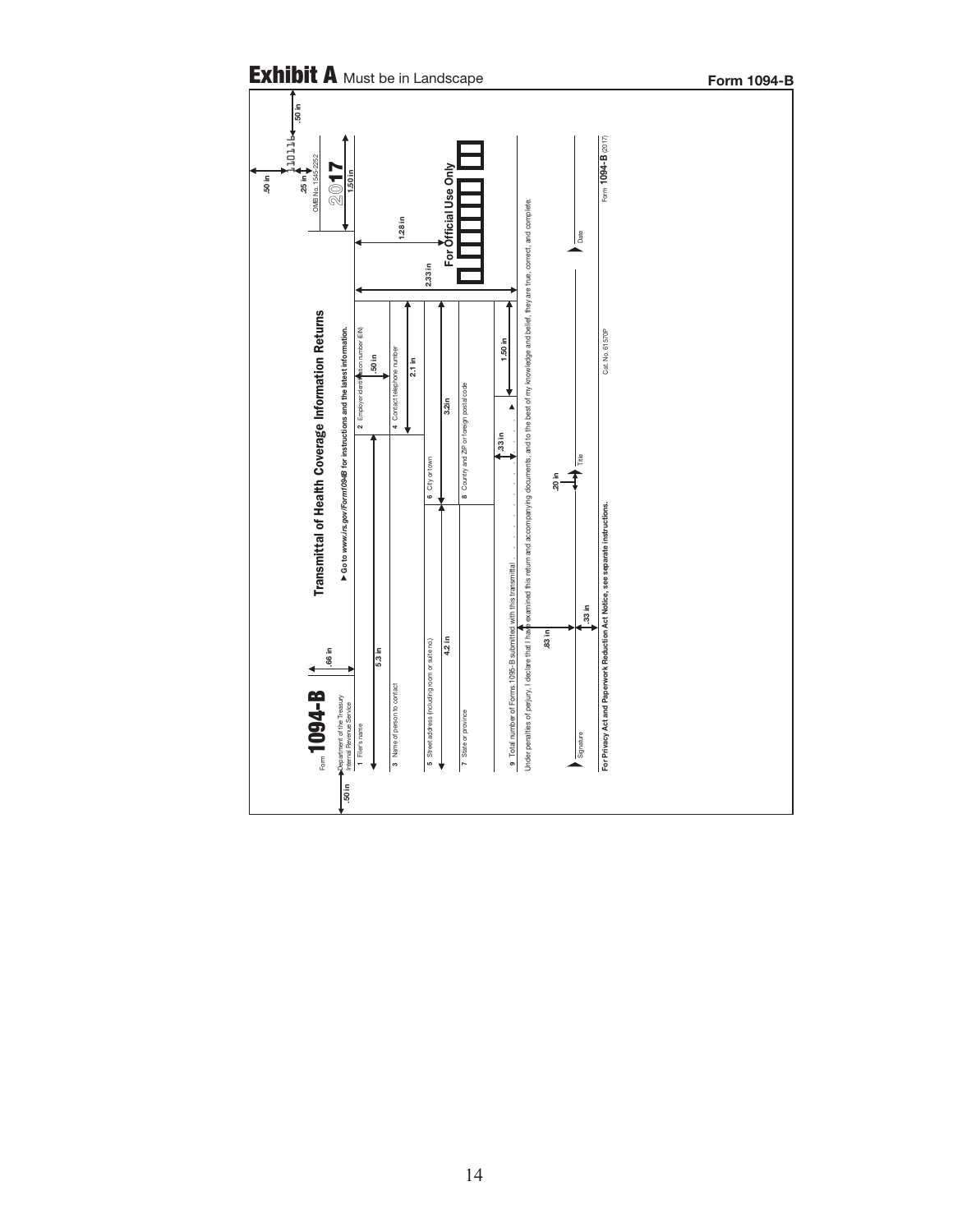# Exhibit A Must be in Landscape

**Form 1094-B**

Form **1094-B**

Department of the Treasury
Internal Revenue Service

**Transmittal of Health Coverage Information Returns**

▶ **Go to *www.irs.gov/Form1094B* for instructions and the latest information.**

1101

OMB No. 1545-2252

2017

| | |
|---|---|
| **1** Filer's name | **2** Employer identification number (EIN) |
| **3** Name of person to contact | **4** Contact telephone number |
| **5** Street address (including room or suite no.) | |
| **6** City or town | **7** State or province |
| **8** Country and ZIP or foreign postal code | |

**For Official Use Only**

**9** Total number of Forms 1095-B submitted with this transmittal . . . . . . . . . . . . . . ▶

Under penalties of perjury, I declare that I have examined this return and accompanying documents, and to the best of my knowledge and belief, they are true, correct, and complete.

▶ Signature &nbsp;&nbsp;&nbsp; Title &nbsp;&nbsp;&nbsp; ▶ Date

**For Privacy Act and Paperwork Reduction Act Notice, see separate instructions.** &nbsp;&nbsp; Cat. No. 61570P &nbsp;&nbsp; Form **1094-B** (2017)

Dimensions shown: .50 in, .50 in, .25 in, .50 in, 1.50 in, .66 in, .50 in, 5.3 in, 2.1 in, 1.28 in, 2.33 in, 4.2 in, 3.2in, 1.50 in, .33 in, .83 in, .33 in, .20 in, .50 in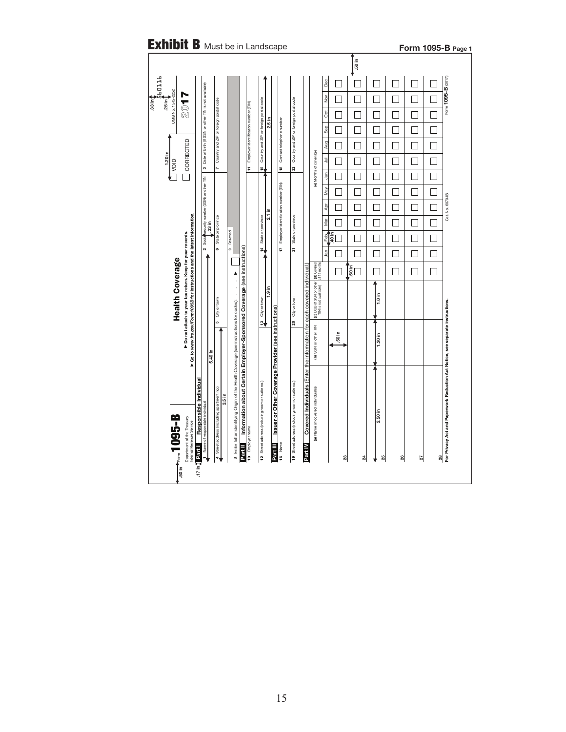# Exhibit B Must be in Landscape

**Form 1095-B Page 1**

Form **1095-B** — **Health Coverage** — 560116

Department of the Treasury
Internal Revenue Service

▶ Do not attach to your tax return. Keep for your records.
▶ Go to *www.irs.gov/Form1095B* for instructions and the latest information.

☐ VOID
☐ CORRECTED

OMB No. 1545-2252

**2017**

**Part I Responsible Individual**

| 1 Name of responsible individual | 2 Social security number (SSN) or other TIN | 3 Date of birth (if SSN or other TIN is not available) |
|---|---|---|
| 4 Street address (including apartment no.) | 5 City or town | 6 State or province | 7 Country and ZIP or foreign postal code |

8 Enter letter identifying Origin of the Health Coverage (see instructions for codes): . . . ▶ ☐ | 9 Reserved

**Part II Information about Certain Employer-Sponsored Coverage** (see instructions)

| 10 Employer name | 11 Employer identification number (EIN) |
|---|---|
| 12 Street address (including room or suite no.) | 13 City or town | 14 State or province | 15 Country and ZIP or foreign postal code |

**Part III Issuer or Other Coverage Provider** (see instructions)

| 16 Name | 17 Employer identification number (EIN) | 18 Contact telephone number |
|---|---|---|
| 19 Street address (including room or suite no.) | 20 City or town | 21 State or province | 22 Country and ZIP or foreign postal code |

**Part IV Covered Individuals** (Enter the information for each covered individual.)

| | (a) Name of covered individual(s) | (b) SSN or other TIN | (c) DOB (if SSN or other TIN is not available) | (d) Covered all 12 months | (e) Months of coverage: Jan | Feb | Mar | Apr | May | Jun | Jul | Aug | Sep | Oct | Nov | Dec |
|---|---|---|---|---|---|---|---|---|---|---|---|---|---|---|---|---|
| 23 | | | | ☐ | ☐ | ☐ | ☐ | ☐ | ☐ | ☐ | ☐ | ☐ | ☐ | ☐ | ☐ | ☐ |
| 24 | | | | ☐ | ☐ | ☐ | ☐ | ☐ | ☐ | ☐ | ☐ | ☐ | ☐ | ☐ | ☐ | ☐ |
| 25 | | | | ☐ | ☐ | ☐ | ☐ | ☐ | ☐ | ☐ | ☐ | ☐ | ☐ | ☐ | ☐ | ☐ |
| 26 | | | | ☐ | ☐ | ☐ | ☐ | ☐ | ☐ | ☐ | ☐ | ☐ | ☐ | ☐ | ☐ | ☐ |
| 27 | | | | ☐ | ☐ | ☐ | ☐ | ☐ | ☐ | ☐ | ☐ | ☐ | ☐ | ☐ | ☐ | ☐ |
| 28 | | | | ☐ | ☐ | ☐ | ☐ | ☐ | ☐ | ☐ | ☐ | ☐ | ☐ | ☐ | ☐ | ☐ |

For Privacy Act and Paperwork Reduction Act Notice, see separate instructions. Cat. No. 60704B Form **1095-B** (2017)

Dimension annotations: .50 in; .17 in; .33 in; .25 in; 1.20 in; 5.40 in; 3.5 in; .33 in; 1.9 in; 2.1 in; 2.5 in; .50 in; .40 in; .50 in; 2.50 in; 1.20 in; 1.0 in; .50 in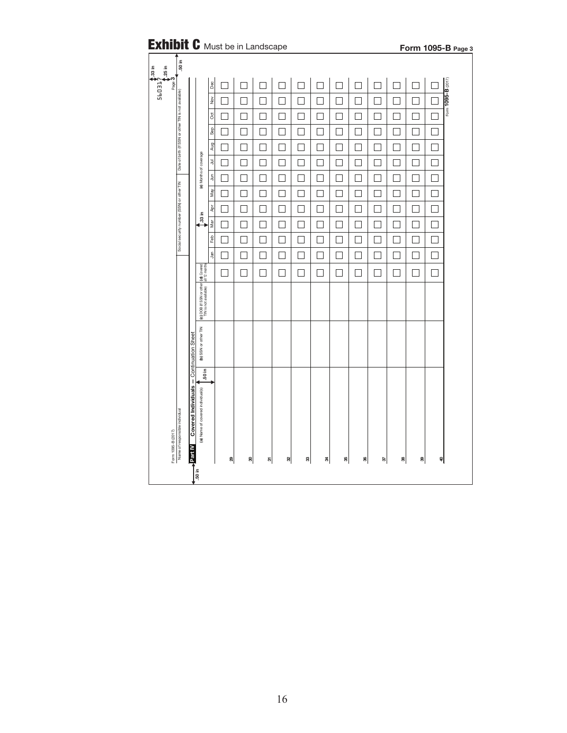# Exhibit C Must be in Landscape

**Form 1095-B Page 3**

Form 1095-B (2017)

Page **3**

56031

.33 in

.25 in

.50 in

| Name of responsible individual | Social security number (SSN) or other TIN | Date of birth (If SSN or other TIN is not available) |
|---|---|---|
| | | |

**Part IV Covered Individuals — Continuation Sheet**

.50 in

.33 in

| | (a) Name of covered individual(s) | (b) SSN or other TIN | (c) DOB (If SSN or other TIN is not available) | (d) Covered all 12 months | (e) Months of coverage | | | | | | | | | | | |
|---|---|---|---|---|---|---|---|---|---|---|---|---|---|---|---|---|
| | | | | | Jan | Feb | Mar | Apr | May | Jun | Jul | Aug | Sep | Oct | Nov | Dec |
| 29 | | | | ☐ | ☐ | ☐ | ☐ | ☐ | ☐ | ☐ | ☐ | ☐ | ☐ | ☐ | ☐ | ☐ |
| 30 | | | | ☐ | ☐ | ☐ | ☐ | ☐ | ☐ | ☐ | ☐ | ☐ | ☐ | ☐ | ☐ | ☐ |
| 31 | | | | ☐ | ☐ | ☐ | ☐ | ☐ | ☐ | ☐ | ☐ | ☐ | ☐ | ☐ | ☐ | ☐ |
| 32 | | | | ☐ | ☐ | ☐ | ☐ | ☐ | ☐ | ☐ | ☐ | ☐ | ☐ | ☐ | ☐ | ☐ |
| 33 | | | | ☐ | ☐ | ☐ | ☐ | ☐ | ☐ | ☐ | ☐ | ☐ | ☐ | ☐ | ☐ | ☐ |
| 34 | | | | ☐ | ☐ | ☐ | ☐ | ☐ | ☐ | ☐ | ☐ | ☐ | ☐ | ☐ | ☐ | ☐ |
| 35 | | | | ☐ | ☐ | ☐ | ☐ | ☐ | ☐ | ☐ | ☐ | ☐ | ☐ | ☐ | ☐ | ☐ |
| 36 | | | | ☐ | ☐ | ☐ | ☐ | ☐ | ☐ | ☐ | ☐ | ☐ | ☐ | ☐ | ☐ | ☐ |
| 37 | | | | ☐ | ☐ | ☐ | ☐ | ☐ | ☐ | ☐ | ☐ | ☐ | ☐ | ☐ | ☐ | ☐ |
| 38 | | | | ☐ | ☐ | ☐ | ☐ | ☐ | ☐ | ☐ | ☐ | ☐ | ☐ | ☐ | ☐ | ☐ |
| 39 | | | | ☐ | ☐ | ☐ | ☐ | ☐ | ☐ | ☐ | ☐ | ☐ | ☐ | ☐ | ☐ | ☐ |
| 40 | | | | ☐ | ☐ | ☐ | ☐ | ☐ | ☐ | ☐ | ☐ | ☐ | ☐ | ☐ | ☐ | ☐ |

.50 in

Form **1095-B** (2017)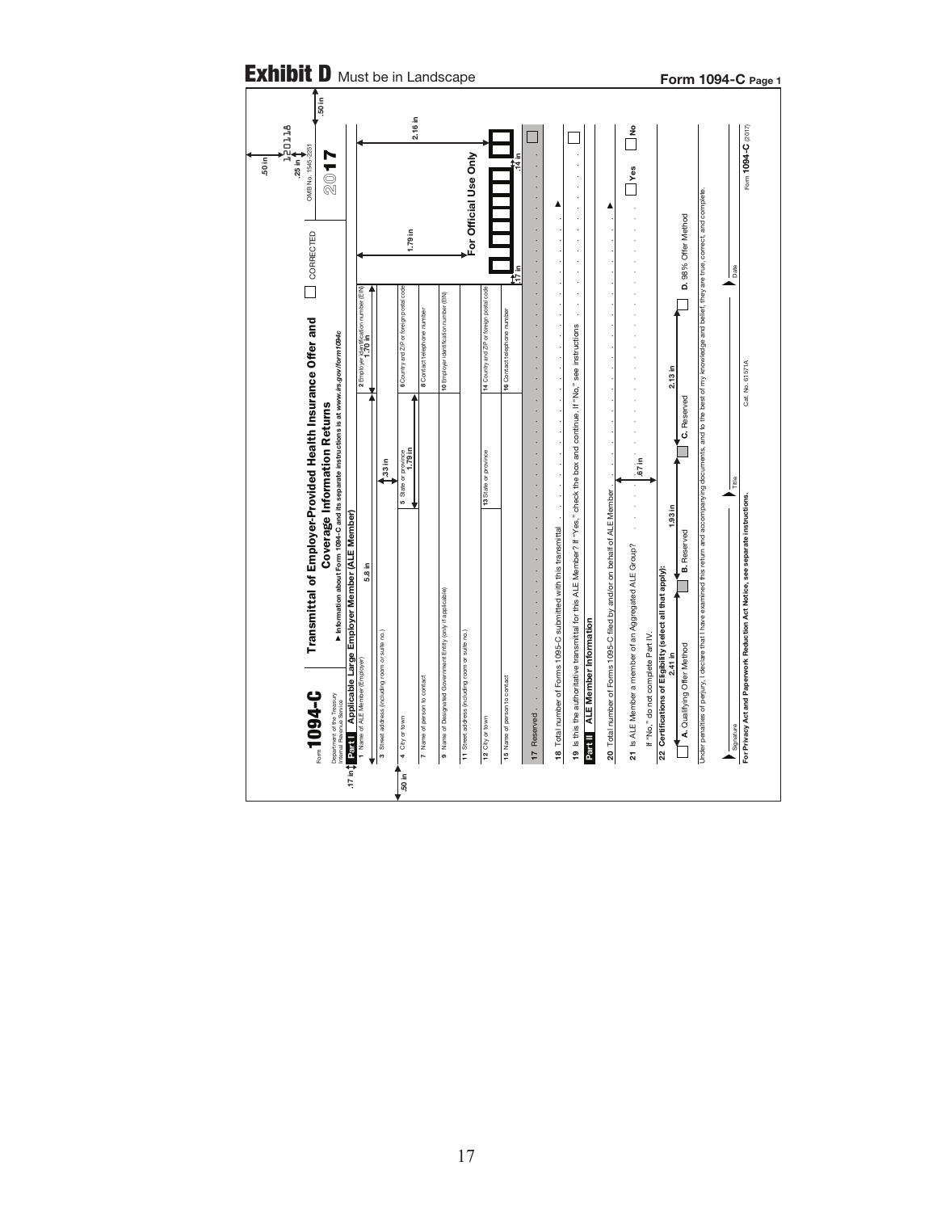# Exhibit D Must be in Landscape

**Form 1094-C Page 1**

Form **1094-C**

Department of the Treasury
Internal Revenue Service

**Transmittal of Employer-Provided Health Insurance Offer and Coverage Information Returns**

▶ Information about Form 1094-C and its separate instructions is at *www.irs.gov/form1094c*

☐ CORRECTED

OMB No. 1545-2251

**2017**

120118

**Part I — Applicable Large Employer Member (ALE Member)**

| | |
|---|---|
| 1 Name of ALE Member (Employer) | 2 Employer identification number (EIN) |
| 3 Street address (including room or suite no.) | |
| 4 City or town | 5 State or province / 6 Country and ZIP or foreign postal code |
| 7 Name of person to contact | 8 Contact telephone number |
| 9 Name of Designated Government Entity (only if applicable) | 10 Employer identification number (EIN) |
| 11 Street address (including room or suite no.) | |
| 12 City or town | 13 State or province / 14 Country and ZIP or foreign postal code |
| 15 Name of person to contact | 16 Contact telephone number |
| 17 Reserved | ☐ |

For Official Use Only

18 Total number of Forms 1095-C submitted with this transmittal ▶

19 Is this the authoritative transmittal for this ALE Member? If "Yes," check the box and continue. If "No," see instructions ☐

**Part II — ALE Member Information**

20 Total number of Forms 1095-C filed by and/or on behalf of ALE Member ▶

21 Is ALE Member a member of an Aggregated ALE Group? ☐ **Yes** ☐ **No**

If "No," do not complete Part IV.

**22 Certifications of Eligibility (select all that apply):**

☐ **A.** Qualifying Offer Method ☐ **B.** Reserved ☐ **C.** Reserved ☐ **D.** 98% Offer Method

Under penalties of perjury, I declare that I have examined this return and accompanying documents, and to the best of my knowledge and belief, they are true, correct, and complete.

▶ Signature ▶ Title ▶ Date

**For Privacy Act and Paperwork Reduction Act Notice, see separate instructions.** Cat. No. 61571A Form **1094-C** (2017)

Dimension annotations: .50 in; .50 in; .25 in; .17 in; .50 in; 5.8 in; 1.70 in; .33 in; 1.79 in; 1.79 in; 2.16 in; .17 in; .14 in; .67 in; 2.41 in; 1.93 in; 2.13 in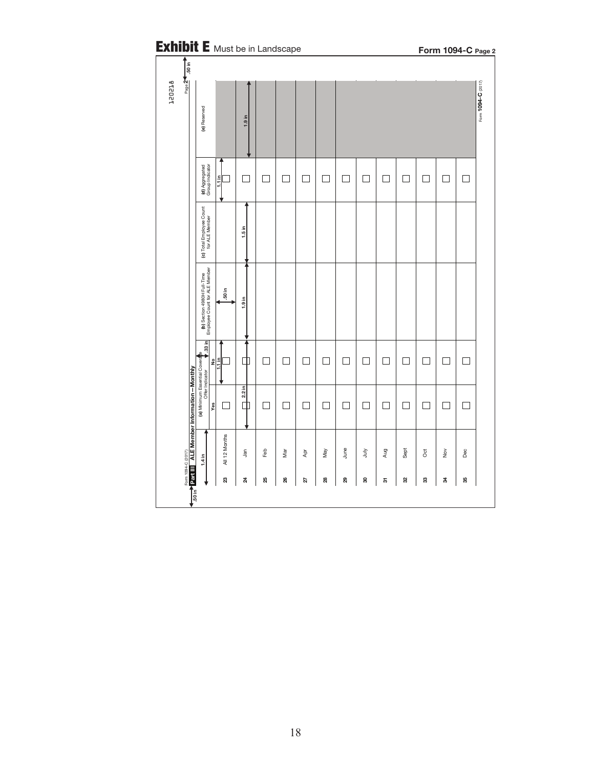# Exhibit E Must be in Landscape

**Form 1094-C Page 2**

Form 1094-C (2017) Page **2**

120218

**Part III ALE Member Information—Monthly**

| | | (a) Minimum Essential Coverage Offer Indicator | | (b) Section 4980H Full-Time Employee Count for ALE Member | (c) Total Employee Count for ALE Member | (d) Aggregated Group Indicator | (e) Reserved |
|---|---|---|---|---|---|---|---|
| | | Yes | No | | | | |
| 23 | All 12 Months | ☐ | ☐ | | | ☐ | |
| 24 | Jan | ☐ | ☐ | | | ☐ | |
| 25 | Feb | ☐ | ☐ | | | ☐ | |
| 26 | Mar | ☐ | ☐ | | | ☐ | |
| 27 | Apr | ☐ | ☐ | | | ☐ | |
| 28 | May | ☐ | ☐ | | | ☐ | |
| 29 | June | ☐ | ☐ | | | ☐ | |
| 30 | July | ☐ | ☐ | | | ☐ | |
| 31 | Aug | ☐ | ☐ | | | ☐ | |
| 32 | Sept | ☐ | ☐ | | | ☐ | |
| 33 | Oct | ☐ | ☐ | | | ☐ | |
| 34 | Nov | ☐ | ☐ | | | ☐ | |
| 35 | Dec | ☐ | ☐ | | | ☐ | |

Dimensions: .50 in; 1.4 in; 2.2 in; 1.1 in; .33 in; .50 in; 1.9 in; 1.5 in; 1.1 in; 1.9 in; .50 in

Form **1094-C** (2017)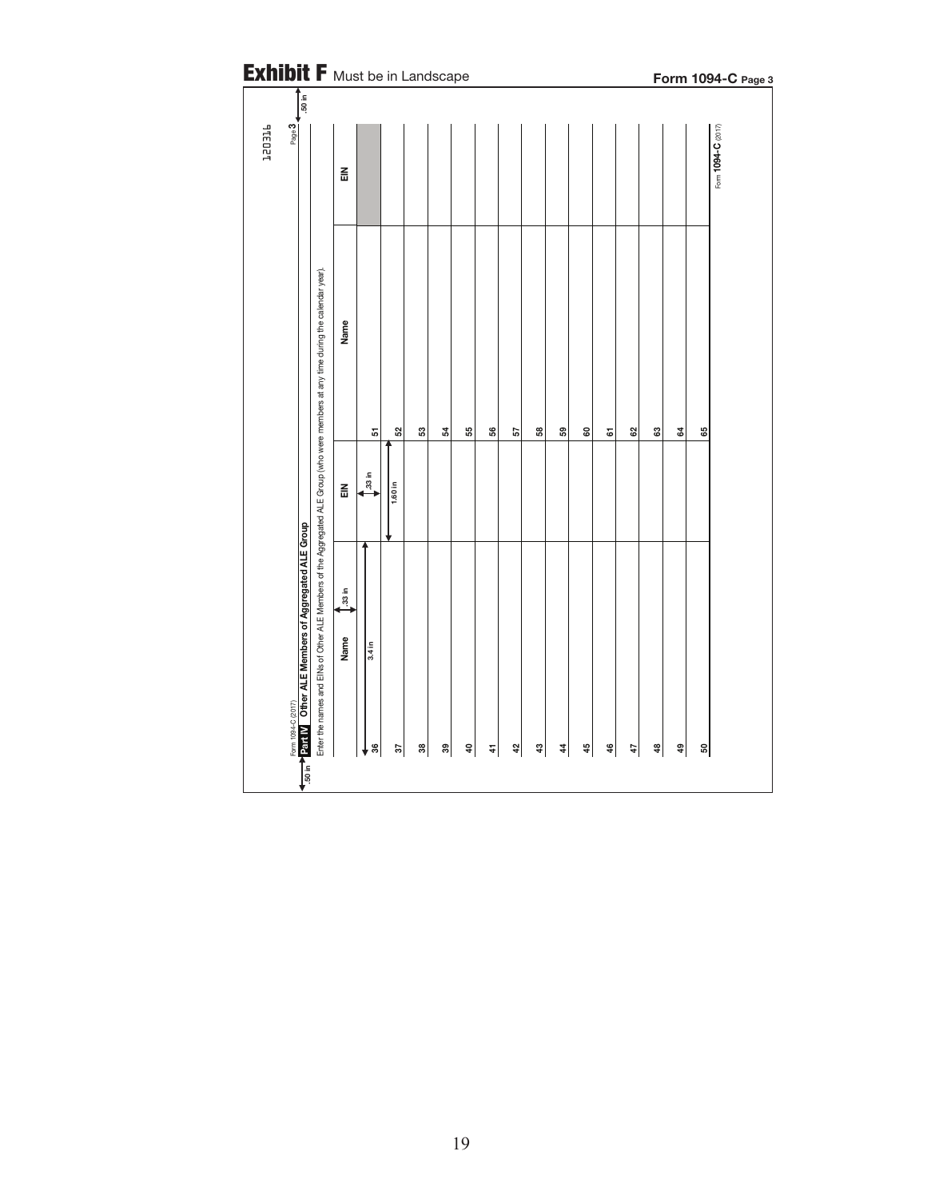# Exhibit F Must be in Landscape

**Form 1094-C Page 3**

120316

Form 1094-C (2017) Page **3**

.50 in

**Part IV** **Other ALE Members of Aggregated ALE Group**

Enter the names and EINs of Other ALE Members of the Aggregated ALE Group (who were members at any time during the calendar year).

| | Name | EIN | | Name | EIN |
|---|---|---|---|---|---|
| 36 | | | 51 | | |
| 37 | | | 52 | | |
| 38 | | | 53 | | |
| 39 | | | 54 | | |
| 40 | | | 55 | | |
| 41 | | | 56 | | |
| 42 | | | 57 | | |
| 43 | | | 58 | | |
| 44 | | | 59 | | |
| 45 | | | 60 | | |
| 46 | | | 61 | | |
| 47 | | | 62 | | |
| 48 | | | 63 | | |
| 49 | | | 64 | | |
| 50 | | | 65 | | |

.33 in — 3.4 in — .33 in — 1.60 in — .50 in

Form **1094-C** (2017)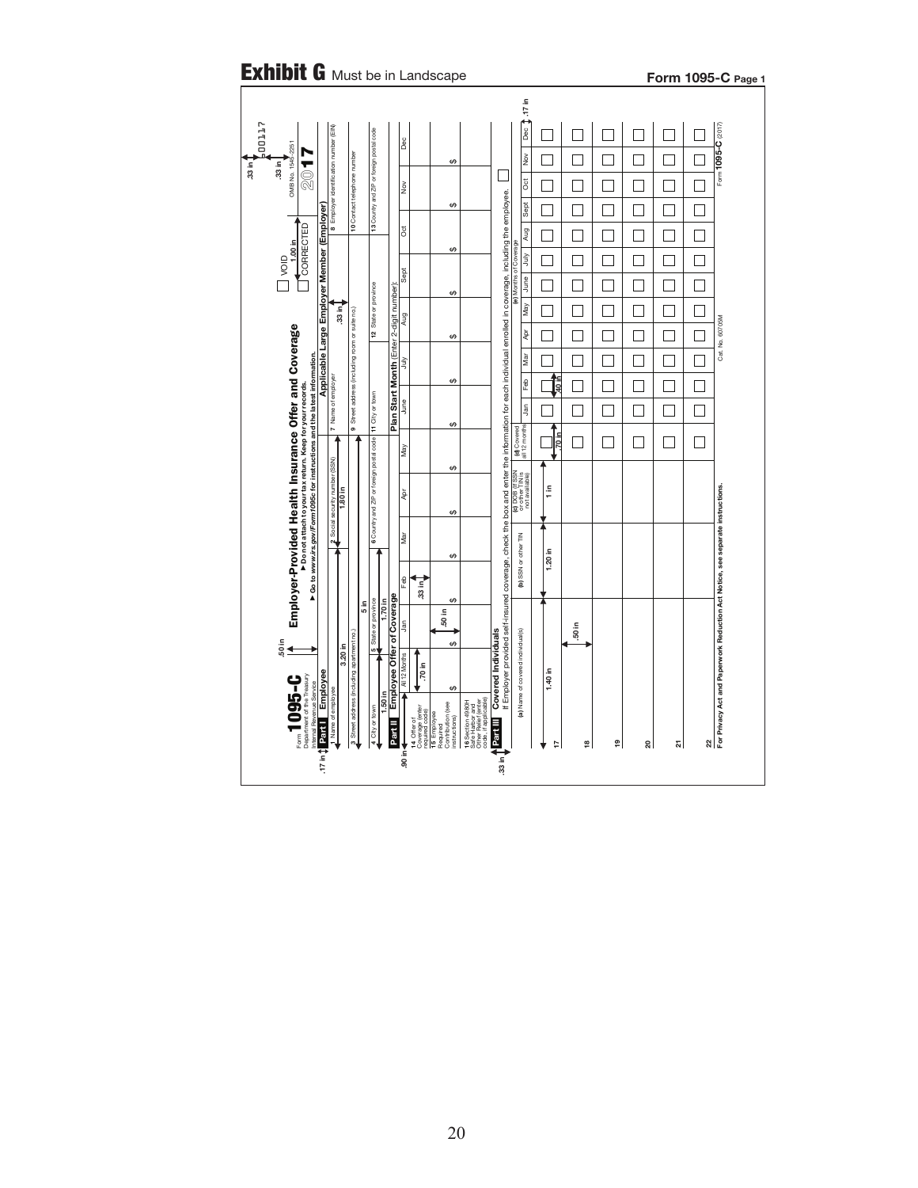# Exhibit G Must be in Landscape

**Form 1095-C Page 1**

Form **1095-C** 600117

Department of the Treasury
Internal Revenue Service

## Employer-Provided Health Insurance Offer and Coverage

▶ Do not attach to your tax return. Keep for your records.
▶ Go to *www.irs.gov/Form1095c* for instructions and the latest information.

☐ VOID
☐ CORRECTED

OMB No. 1545-2251

2017

.50 in | .17 in | .33 in | 1.00 in | .33 in

**Part I Employee**

| 1 Name of employee | 2 Social security number (SSN) |
|---|---|
| 3 Street address (including apartment no.) | |
| 4 City or town | 5 State or province | 6 Country and ZIP or foreign postal code |

3.20 in | 1.80 in | 5 in | 1.50 in | 1.70 in

**Applicable Large Employer Member (Employer)**

| 7 Name of employer | 8 Employer identification number (EIN) |
|---|---|
| 9 Street address (including room or suite no.) | 10 Contact telephone number |
| 11 City or town | 12 State or province | 13 Country and ZIP or foreign postal code |

.33 in

**Part II Employee Offer of Coverage** | **Plan Start Month** (Enter 2-digit number):

| | All 12 Months | Jan | Feb | Mar | Apr | May | June | July | Aug | Sept | Oct | Nov | Dec |
|---|---|---|---|---|---|---|---|---|---|---|---|---|---|
| 14 Offer of Coverage (enter required code) | | | | | | | | | | | | | |
| 15 Employee Required Contribution (see instructions) | $ | $ | $ | $ | $ | $ | $ | $ | $ | $ | $ | $ | $ |
| 16 Section 4980H Safe Harbor and Other Relief (enter code, if applicable) | | | | | | | | | | | | | |

.90 in | .70 in | .50 in | .33 in

**Part III Covered Individuals**

If Employer provided self-insured coverage, check the box and enter the information for each individual enrolled in coverage, including the employee. ☐

| | (a) Name of covered individual(s) | (b) SSN or other TIN | (c) DOB (If SSN or other TIN is not available) | (d) Covered all 12 months | Jan | Feb | Mar | Apr | May | June | July | Aug | Sept | Oct | Nov | Dec |
|---|---|---|---|---|---|---|---|---|---|---|---|---|---|---|---|---|
| | | | | | (e) Months of Coverage | | | | | | | | | | | |
| 17 | | | | ☐ | ☐ | ☐ | ☐ | ☐ | ☐ | ☐ | ☐ | ☐ | ☐ | ☐ | ☐ | ☐ |
| 18 | | | | ☐ | ☐ | ☐ | ☐ | ☐ | ☐ | ☐ | ☐ | ☐ | ☐ | ☐ | ☐ | ☐ |
| 19 | | | | ☐ | ☐ | ☐ | ☐ | ☐ | ☐ | ☐ | ☐ | ☐ | ☐ | ☐ | ☐ | ☐ |
| 20 | | | | ☐ | ☐ | ☐ | ☐ | ☐ | ☐ | ☐ | ☐ | ☐ | ☐ | ☐ | ☐ | ☐ |
| 21 | | | | ☐ | ☐ | ☐ | ☐ | ☐ | ☐ | ☐ | ☐ | ☐ | ☐ | ☐ | ☐ | ☐ |
| 22 | | | | ☐ | ☐ | ☐ | ☐ | ☐ | ☐ | ☐ | ☐ | ☐ | ☐ | ☐ | ☐ | ☐ |

.33 in | 1.40 in | 1.20 in | 1 in | .70 in | .40 in | .50 in | .17 in

**For Privacy Act and Paperwork Reduction Act Notice, see separate instructions.** Cat. No. 60705M Form **1095-C** (2017)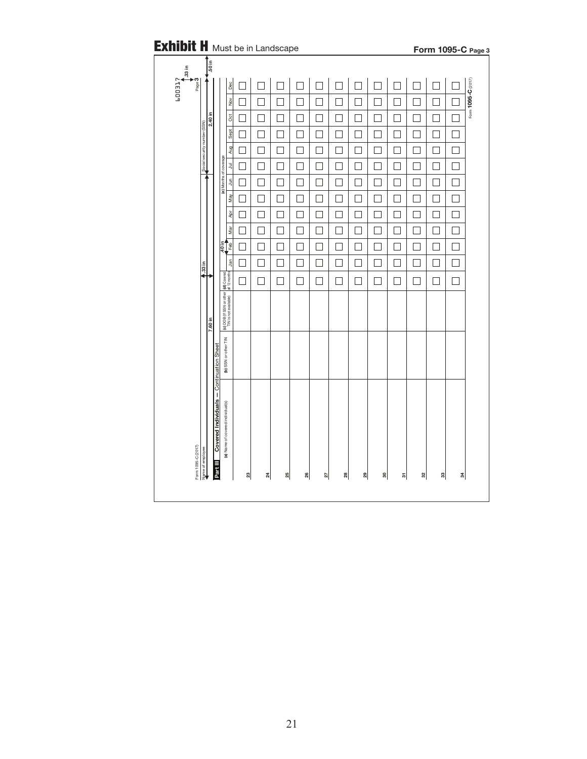# Exhibit H Must be in Landscape

**Form 1095-C Page 3**

600317

Form 1095-C (2017)

Page **3**

Name of employee

Social security number (SSN)

.33 in

.50 in

2.40 in

7.60 in

.33 in

.40 in

**Part III** **Covered Individuals** – Continuation Sheet

| | (a) Name of covered individual(s) | (b) SSN or other TIN | (c) DOB (if SSN or other TIN is not available) | (d) Covered all 12 months | (e) Months of coverage | | | | | | | | | | | |
|---|---|---|---|---|---|---|---|---|---|---|---|---|---|---|---|---|
| | | | | | Jan | Feb | Mar | Apr | May | Jun | Jul | Aug | Sept | Oct | Nov | Dec |
| 23 | | | | ☐ | ☐ | ☐ | ☐ | ☐ | ☐ | ☐ | ☐ | ☐ | ☐ | ☐ | ☐ | ☐ |
| 24 | | | | ☐ | ☐ | ☐ | ☐ | ☐ | ☐ | ☐ | ☐ | ☐ | ☐ | ☐ | ☐ | ☐ |
| 25 | | | | ☐ | ☐ | ☐ | ☐ | ☐ | ☐ | ☐ | ☐ | ☐ | ☐ | ☐ | ☐ | ☐ |
| 26 | | | | ☐ | ☐ | ☐ | ☐ | ☐ | ☐ | ☐ | ☐ | ☐ | ☐ | ☐ | ☐ | ☐ |
| 27 | | | | ☐ | ☐ | ☐ | ☐ | ☐ | ☐ | ☐ | ☐ | ☐ | ☐ | ☐ | ☐ | ☐ |
| 28 | | | | ☐ | ☐ | ☐ | ☐ | ☐ | ☐ | ☐ | ☐ | ☐ | ☐ | ☐ | ☐ | ☐ |
| 29 | | | | ☐ | ☐ | ☐ | ☐ | ☐ | ☐ | ☐ | ☐ | ☐ | ☐ | ☐ | ☐ | ☐ |
| 30 | | | | ☐ | ☐ | ☐ | ☐ | ☐ | ☐ | ☐ | ☐ | ☐ | ☐ | ☐ | ☐ | ☐ |
| 31 | | | | ☐ | ☐ | ☐ | ☐ | ☐ | ☐ | ☐ | ☐ | ☐ | ☐ | ☐ | ☐ | ☐ |
| 32 | | | | ☐ | ☐ | ☐ | ☐ | ☐ | ☐ | ☐ | ☐ | ☐ | ☐ | ☐ | ☐ | ☐ |
| 33 | | | | ☐ | ☐ | ☐ | ☐ | ☐ | ☐ | ☐ | ☐ | ☐ | ☐ | ☐ | ☐ | ☐ |
| 34 | | | | ☐ | ☐ | ☐ | ☐ | ☐ | ☐ | ☐ | ☐ | ☐ | ☐ | ☐ | ☐ | ☐ |

Form **1095-C** (2017)